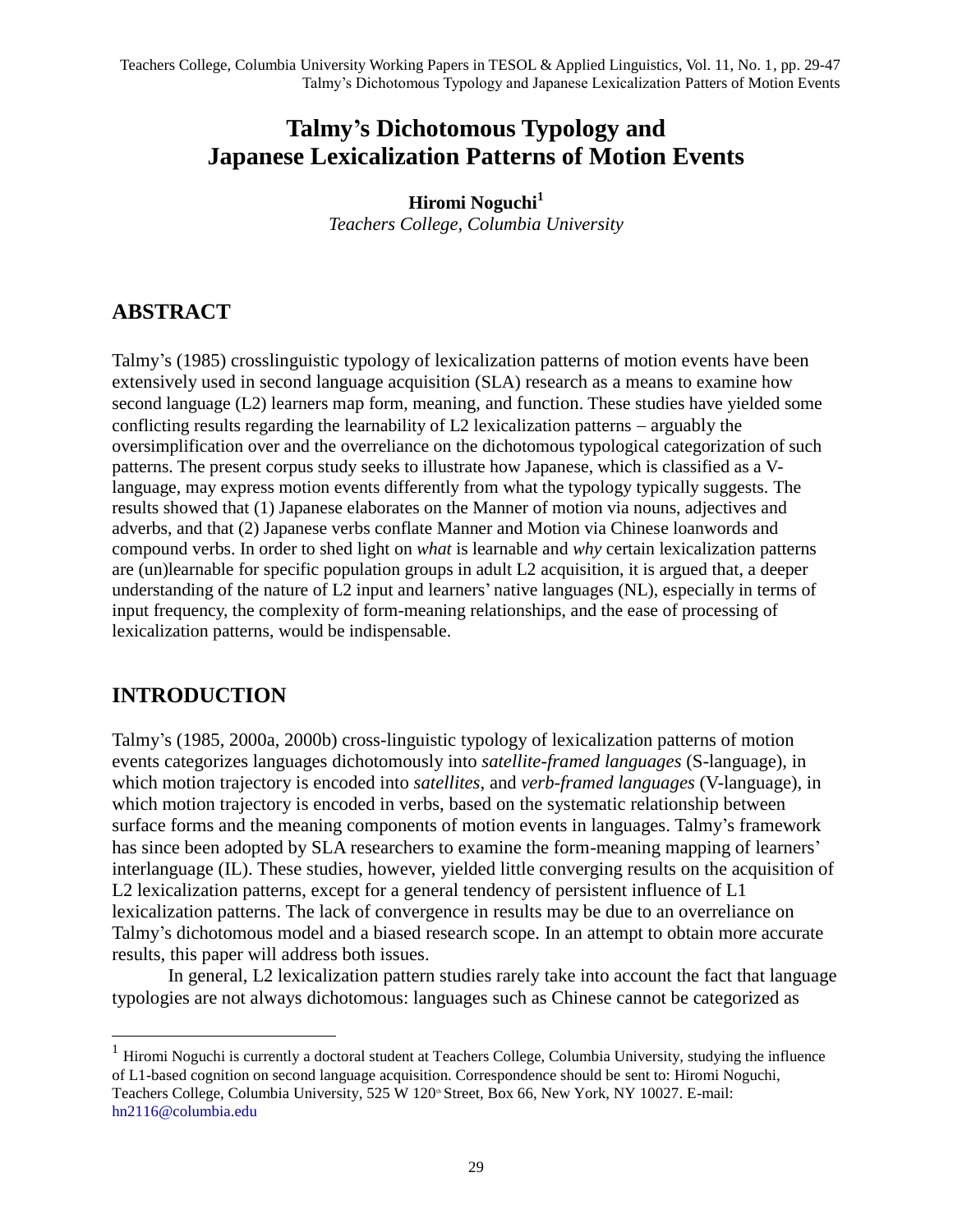# Talmy's Dichotomous Typology and Japanese Lexicalization Patters of Motion Events

**Hiromi Noguchi**[1]

*Teachers College, Columbia University*

## ABSTRACT

Talmy's (1985) crosslinguistic typology of lexicalization patterns of motion events have been extensively used in second language acquisition (SLA) research as a means to examine how second language (L2) learners map form, meaning, and function. These studies have yielded some conflicting results regarding the learnability of L2 lexicalization patterns – arguably the oversimplification over and the overreliance on the dichotomous typological categorization of such patterns. The present corpus study seeks to illustrate how Japanese, which is classified as a V-language, may express motion events differently from what the typology typically suggests. The results showed that (1) Japanese elaborates on the Manner of motion via nouns, adjectives and adverbs, and that (2) Japanese verbs conflate Manner and Motion via Chinese loanwords and compound verbs. In order to shed light on *what* is learnable and *why* certain lexicalization patterns are (un)learnable for specific population groups in adult L2 acquisition, it is argued that, a deeper understanding of the nature of L2 input and learners' native languages (NL), especially in terms of input frequency, the complexity of form-meaning relationships, and the ease of processing of lexicalization patterns, would be indispensable.

## INTRODUCTION

Talmy's (1985, 2000a, 2000b) cross-linguistic typology of lexicalization patterns of motion events categorizes languages dichotomously into *satellite-framed languages* (S-language), in which motion trajectory is encoded into *satellites*, and *verb-framed languages* (V-language), in which motion trajectory is encoded in verbs, based on the systematic relationship between surface forms and the meaning components of motion events in languages. Talmy's framework has since been adopted by SLA researchers to examine the form-meaning mapping of learners' interlanguage (IL). These studies, however, yielded little converging results on the acquisition of L2 lexicalization patterns, except for a general tendency of persistent influence of L1 lexicalization patterns. The lack of convergence in results may be due to an overreliance on Talmy's dichotomous model and a biased research scope. In an attempt to obtain more accurate results, this paper will address both issues.

In general, L2 lexicalization pattern studies rarely take into account the fact that language typologies are not always dichotomous: languages such as Chinese cannot be categorized as

[1] Hiromi Noguchi is currently a doctoral student at Teachers College, Columbia University, studying the influence of L1-based cognition on second language acquisition. Correspondence should be sent to: Hiromi Noguchi, Teachers College, Columbia University, 525 W 120th Street, Box 66, New York, NY 10027. E-mail: hn2116@columbia.edu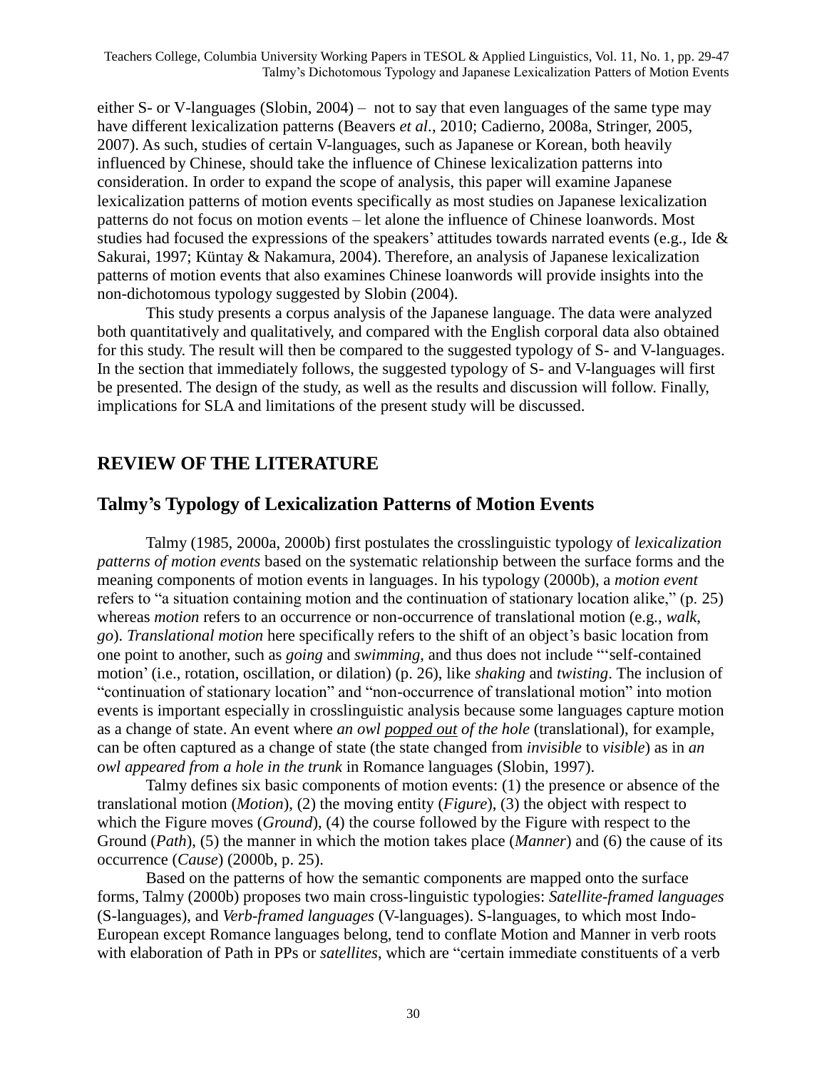either S- or V-languages (Slobin, 2004) – not to say that even languages of the same type may have different lexicalization patterns (Beavers *et al*., 2010; Cadierno, 2008a, Stringer, 2005, 2007). As such, studies of certain V-languages, such as Japanese or Korean, both heavily influenced by Chinese, should take the influence of Chinese lexicalization patterns into consideration. In order to expand the scope of analysis, this paper will examine Japanese lexicalization patterns of motion events specifically as most studies on Japanese lexicalization patterns do not focus on motion events – let alone the influence of Chinese loanwords. Most studies had focused the expressions of the speakers' attitudes towards narrated events (e.g., Ide & Sakurai, 1997; Küntay & Nakamura, 2004). Therefore, an analysis of Japanese lexicalization patterns of motion events that also examines Chinese loanwords will provide insights into the non-dichotomous typology suggested by Slobin (2004).

This study presents a corpus analysis of the Japanese language. The data were analyzed both quantitatively and qualitatively, and compared with the English corporal data also obtained for this study. The result will then be compared to the suggested typology of S- and V-languages. In the section that immediately follows, the suggested typology of S- and V-languages will first be presented. The design of the study, as well as the results and discussion will follow. Finally, implications for SLA and limitations of the present study will be discussed.

## REVIEW OF THE LITERATURE

### Talmy's Typology of Lexicalization Patterns of Motion Events

Talmy (1985, 2000a, 2000b) first postulates the crosslinguistic typology of *lexicalization patterns of motion events* based on the systematic relationship between the surface forms and the meaning components of motion events in languages. In his typology (2000b), a *motion event* refers to "a situation containing motion and the continuation of stationary location alike," (p. 25) whereas *motion* refers to an occurrence or non-occurrence of translational motion (e.g., *walk*, *go*). *Translational motion* here specifically refers to the shift of an object's basic location from one point to another, such as *going* and *swimming*, and thus does not include "'self-contained motion' (i.e., rotation, oscillation, or dilation) (p. 26), like *shaking* and *twisting*. The inclusion of "continuation of stationary location" and "non-occurrence of translational motion" into motion events is important especially in crosslinguistic analysis because some languages capture motion as a change of state. An event where *an owl popped out of the hole* (translational), for example, can be often captured as a change of state (the state changed from *invisible* to *visible*) as in *an owl appeared from a hole in the trunk* in Romance languages (Slobin, 1997).

Talmy defines six basic components of motion events: (1) the presence or absence of the translational motion (*Motion*), (2) the moving entity (*Figure*), (3) the object with respect to which the Figure moves (*Ground*), (4) the course followed by the Figure with respect to the Ground (*Path*), (5) the manner in which the motion takes place (*Manner*) and (6) the cause of its occurrence (*Cause*) (2000b, p. 25).

Based on the patterns of how the semantic components are mapped onto the surface forms, Talmy (2000b) proposes two main cross-linguistic typologies: *Satellite-framed languages* (S-languages), and *Verb-framed languages* (V-languages). S-languages, to which most Indo-European except Romance languages belong, tend to conflate Motion and Manner in verb roots with elaboration of Path in PPs or *satellites*, which are "certain immediate constituents of a verb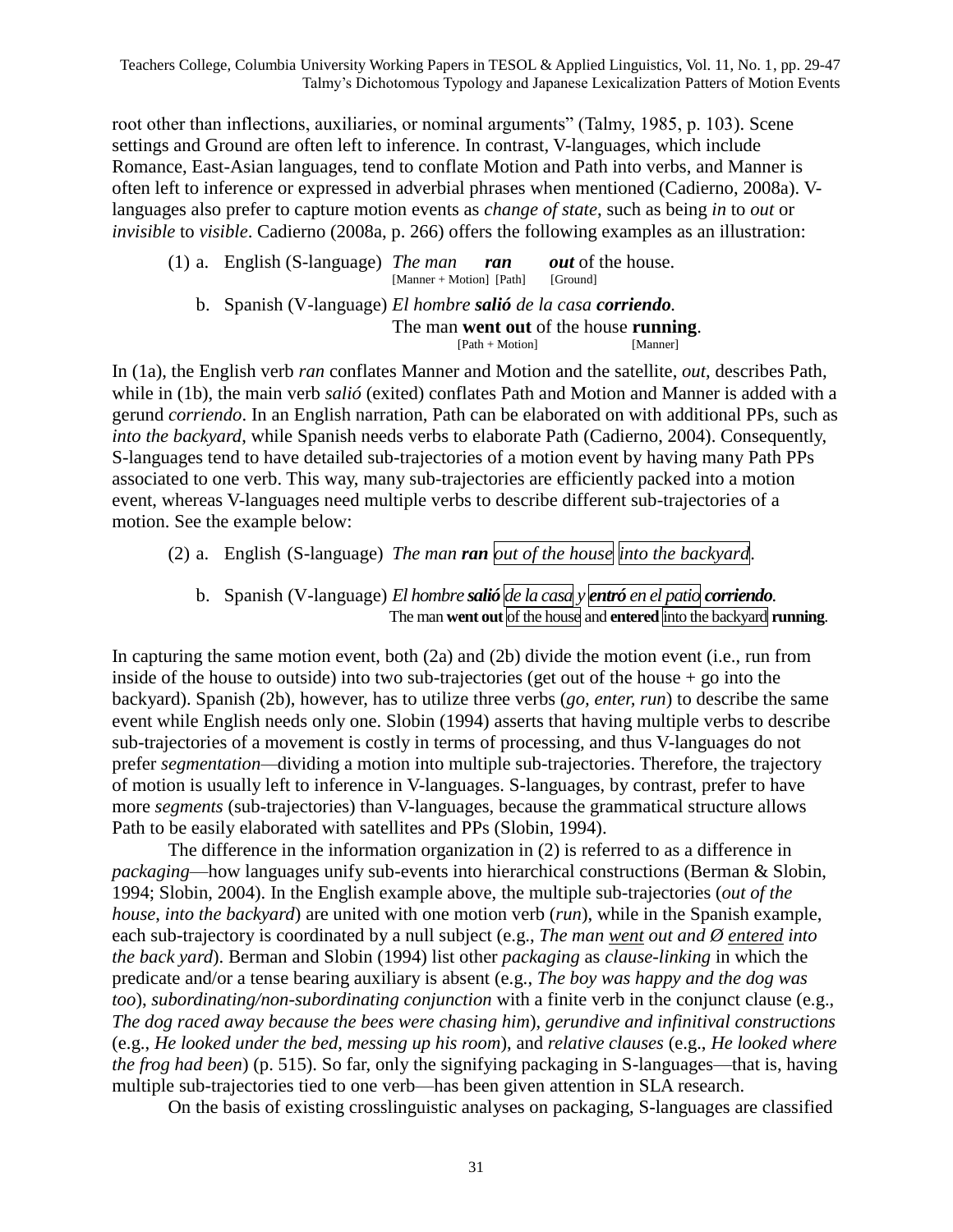root other than inflections, auxiliaries, or nominal arguments" (Talmy, 1985, p. 103). Scene settings and Ground are often left to inference. In contrast, V-languages, which include Romance, East-Asian languages, tend to conflate Motion and Path into verbs, and Manner is often left to inference or expressed in adverbial phrases when mentioned (Cadierno, 2008a). V-languages also prefer to capture motion events as *change of state*, such as being *in* to *out* or *invisible* to *visible*. Cadierno (2008a, p. 266) offers the following examples as an illustration:

(1) a. English (S-language) *The man* ***ran*** ***out*** of the house.
[Manner + Motion] [Path] [Ground]

b. Spanish (V-language) *El hombre* ***salió*** *de la casa* ***corriendo****.*
The man **went out** of the house **running**.
[Path + Motion] [Manner]

In (1a), the English verb *ran* conflates Manner and Motion and the satellite, *out,* describes Path, while in (1b), the main verb *salió* (exited) conflates Path and Motion and Manner is added with a gerund *corriendo*. In an English narration, Path can be elaborated on with additional PPs, such as *into the backyard*, while Spanish needs verbs to elaborate Path (Cadierno, 2004). Consequently, S-languages tend to have detailed sub-trajectories of a motion event by having many Path PPs associated to one verb. This way, many sub-trajectories are efficiently packed into a motion event, whereas V-languages need multiple verbs to describe different sub-trajectories of a motion. See the example below:

(2) a. English (S-language) *The man* ***ran*** [*out of the house*] [*into the backyard*].

b. Spanish (V-language) *El hombre* ***salió*** [*de la casa*] *y* [***entró*** *en el patio*] ***corriendo****.*
The man **went out** [of the house] and **entered** [into the backyard] **running**.

In capturing the same motion event, both (2a) and (2b) divide the motion event (i.e., run from inside of the house to outside) into two sub-trajectories (get out of the house + go into the backyard). Spanish (2b), however, has to utilize three verbs (*go, enter, run*) to describe the same event while English needs only one. Slobin (1994) asserts that having multiple verbs to describe sub-trajectories of a movement is costly in terms of processing, and thus V-languages do not prefer *segmentation*—dividing a motion into multiple sub-trajectories. Therefore, the trajectory of motion is usually left to inference in V-languages. S-languages, by contrast, prefer to have more *segments* (sub-trajectories) than V-languages, because the grammatical structure allows Path to be easily elaborated with satellites and PPs (Slobin, 1994).

The difference in the information organization in (2) is referred to as a difference in *packaging*—how languages unify sub-events into hierarchical constructions (Berman & Slobin, 1994; Slobin, 2004). In the English example above, the multiple sub-trajectories (*out of the house, into the backyard*) are united with one motion verb (*run*), while in the Spanish example, each sub-trajectory is coordinated by a null subject (e.g., *The man <u>went</u> out and Ø <u>entered</u> into the back yard*). Berman and Slobin (1994) list other *packaging* as *clause-linking* in which the predicate and/or a tense bearing auxiliary is absent (e.g., *The boy was happy and the dog was too*), *subordinating/non-subordinating conjunction* with a finite verb in the conjunct clause (e.g., *The dog raced away because the bees were chasing him*), *gerundive and infinitival constructions* (e.g., *He looked under the bed, messing up his room*), and *relative clauses* (e.g., *He looked where the frog had been*) (p. 515). So far, only the signifying packaging in S-languages—that is, having multiple sub-trajectories tied to one verb—has been given attention in SLA research.

On the basis of existing crosslinguistic analyses on packaging, S-languages are classified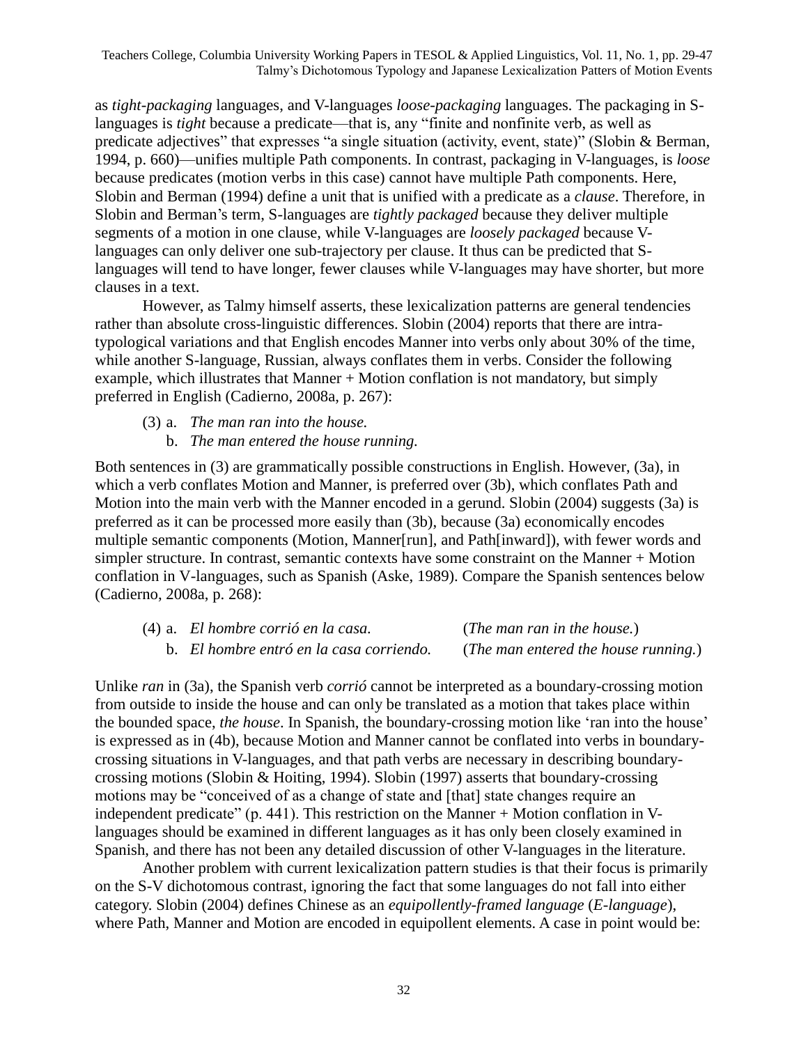as *tight-packaging* languages, and V-languages *loose-packaging* languages. The packaging in S-languages is *tight* because a predicate—that is, any "finite and nonfinite verb, as well as predicate adjectives" that expresses "a single situation (activity, event, state)" (Slobin & Berman, 1994, p. 660)—unifies multiple Path components. In contrast, packaging in V-languages, is *loose* because predicates (motion verbs in this case) cannot have multiple Path components. Here, Slobin and Berman (1994) define a unit that is unified with a predicate as a *clause*. Therefore, in Slobin and Berman's term, S-languages are *tightly packaged* because they deliver multiple segments of a motion in one clause, while V-languages are *loosely packaged* because V-languages can only deliver one sub-trajectory per clause. It thus can be predicted that S-languages will tend to have longer, fewer clauses while V-languages may have shorter, but more clauses in a text.

However, as Talmy himself asserts, these lexicalization patterns are general tendencies rather than absolute cross-linguistic differences. Slobin (2004) reports that there are intra-typological variations and that English encodes Manner into verbs only about 30% of the time, while another S-language, Russian, always conflates them in verbs. Consider the following example, which illustrates that Manner + Motion conflation is not mandatory, but simply preferred in English (Cadierno, 2008a, p. 267):

(3) a. *The man ran into the house.*
  b. *The man entered the house running.*

Both sentences in (3) are grammatically possible constructions in English. However, (3a), in which a verb conflates Motion and Manner, is preferred over (3b), which conflates Path and Motion into the main verb with the Manner encoded in a gerund. Slobin (2004) suggests (3a) is preferred as it can be processed more easily than (3b), because (3a) economically encodes multiple semantic components (Motion, Manner[run], and Path[inward]), with fewer words and simpler structure. In contrast, semantic contexts have some constraint on the Manner + Motion conflation in V-languages, such as Spanish (Aske, 1989). Compare the Spanish sentences below (Cadierno, 2008a, p. 268):

(4) a. *El hombre corrió en la casa.* (*The man ran in the house.*)
  b. *El hombre entró en la casa corriendo.* (*The man entered the house running.*)

Unlike *ran* in (3a), the Spanish verb *corrió* cannot be interpreted as a boundary-crossing motion from outside to inside the house and can only be translated as a motion that takes place within the bounded space, *the house*. In Spanish, the boundary-crossing motion like 'ran into the house' is expressed as in (4b), because Motion and Manner cannot be conflated into verbs in boundary-crossing situations in V-languages, and that path verbs are necessary in describing boundary-crossing motions (Slobin & Hoiting, 1994). Slobin (1997) asserts that boundary-crossing motions may be "conceived of as a change of state and [that] state changes require an independent predicate" (p. 441). This restriction on the Manner + Motion conflation in V-languages should be examined in different languages as it has only been closely examined in Spanish, and there has not been any detailed discussion of other V-languages in the literature.

Another problem with current lexicalization pattern studies is that their focus is primarily on the S-V dichotomous contrast, ignoring the fact that some languages do not fall into either category. Slobin (2004) defines Chinese as an *equipollently-framed language* (*E-language*), where Path, Manner and Motion are encoded in equipollent elements. A case in point would be: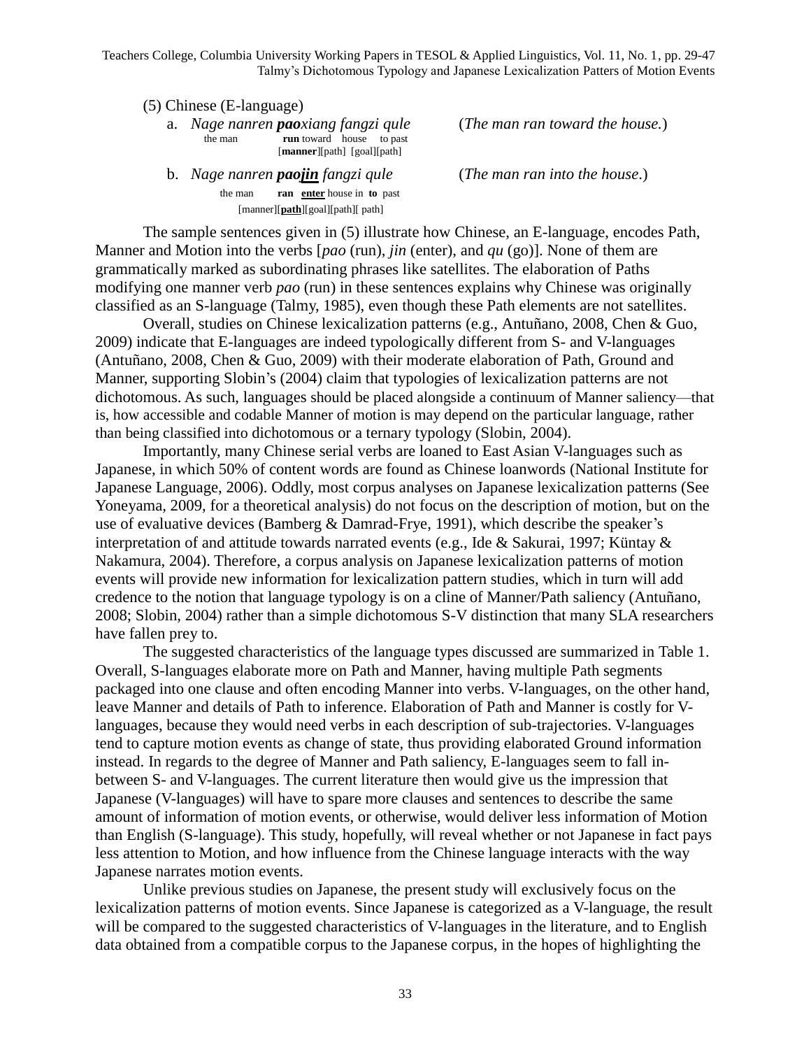(5) Chinese (E-language)

a. *Nage nanren **pao**xiang fangzi qule* (*The man ran toward the house.*)
   the man **run** toward house to past
   [**manner**][path] [goal][path]

b. *Nage nanren **pao<u>jin</u>** fangzi qule* (*The man ran into the house*.)
   the man **ran** <u>**enter**</u> house in **to** past
   [manner][<u>**path**</u>][goal][path][ path]

The sample sentences given in (5) illustrate how Chinese, an E-language, encodes Path, Manner and Motion into the verbs [*pao* (run), *jin* (enter), and *qu* (go)]. None of them are grammatically marked as subordinating phrases like satellites. The elaboration of Paths modifying one manner verb *pao* (run) in these sentences explains why Chinese was originally classified as an S-language (Talmy, 1985), even though these Path elements are not satellites.

Overall, studies on Chinese lexicalization patterns (e.g., Antuñano, 2008, Chen & Guo, 2009) indicate that E-languages are indeed typologically different from S- and V-languages (Antuñano, 2008, Chen & Guo, 2009) with their moderate elaboration of Path, Ground and Manner, supporting Slobin's (2004) claim that typologies of lexicalization patterns are not dichotomous. As such, languages should be placed alongside a continuum of Manner saliency—that is, how accessible and codable Manner of motion is may depend on the particular language, rather than being classified into dichotomous or a ternary typology (Slobin, 2004).

Importantly, many Chinese serial verbs are loaned to East Asian V-languages such as Japanese, in which 50% of content words are found as Chinese loanwords (National Institute for Japanese Language, 2006). Oddly, most corpus analyses on Japanese lexicalization patterns (See Yoneyama, 2009, for a theoretical analysis) do not focus on the description of motion, but on the use of evaluative devices (Bamberg & Damrad-Frye, 1991), which describe the speaker's interpretation of and attitude towards narrated events (e.g., Ide & Sakurai, 1997; Küntay & Nakamura, 2004). Therefore, a corpus analysis on Japanese lexicalization patterns of motion events will provide new information for lexicalization pattern studies, which in turn will add credence to the notion that language typology is on a cline of Manner/Path saliency (Antuñano, 2008; Slobin, 2004) rather than a simple dichotomous S-V distinction that many SLA researchers have fallen prey to.

The suggested characteristics of the language types discussed are summarized in Table 1. Overall, S-languages elaborate more on Path and Manner, having multiple Path segments packaged into one clause and often encoding Manner into verbs. V-languages, on the other hand, leave Manner and details of Path to inference. Elaboration of Path and Manner is costly for V-languages, because they would need verbs in each description of sub-trajectories. V-languages tend to capture motion events as change of state, thus providing elaborated Ground information instead. In regards to the degree of Manner and Path saliency, E-languages seem to fall in-between S- and V-languages. The current literature then would give us the impression that Japanese (V-languages) will have to spare more clauses and sentences to describe the same amount of information of motion events, or otherwise, would deliver less information of Motion than English (S-language). This study, hopefully, will reveal whether or not Japanese in fact pays less attention to Motion, and how influence from the Chinese language interacts with the way Japanese narrates motion events.

Unlike previous studies on Japanese, the present study will exclusively focus on the lexicalization patterns of motion events. Since Japanese is categorized as a V-language, the result will be compared to the suggested characteristics of V-languages in the literature, and to English data obtained from a compatible corpus to the Japanese corpus, in the hopes of highlighting the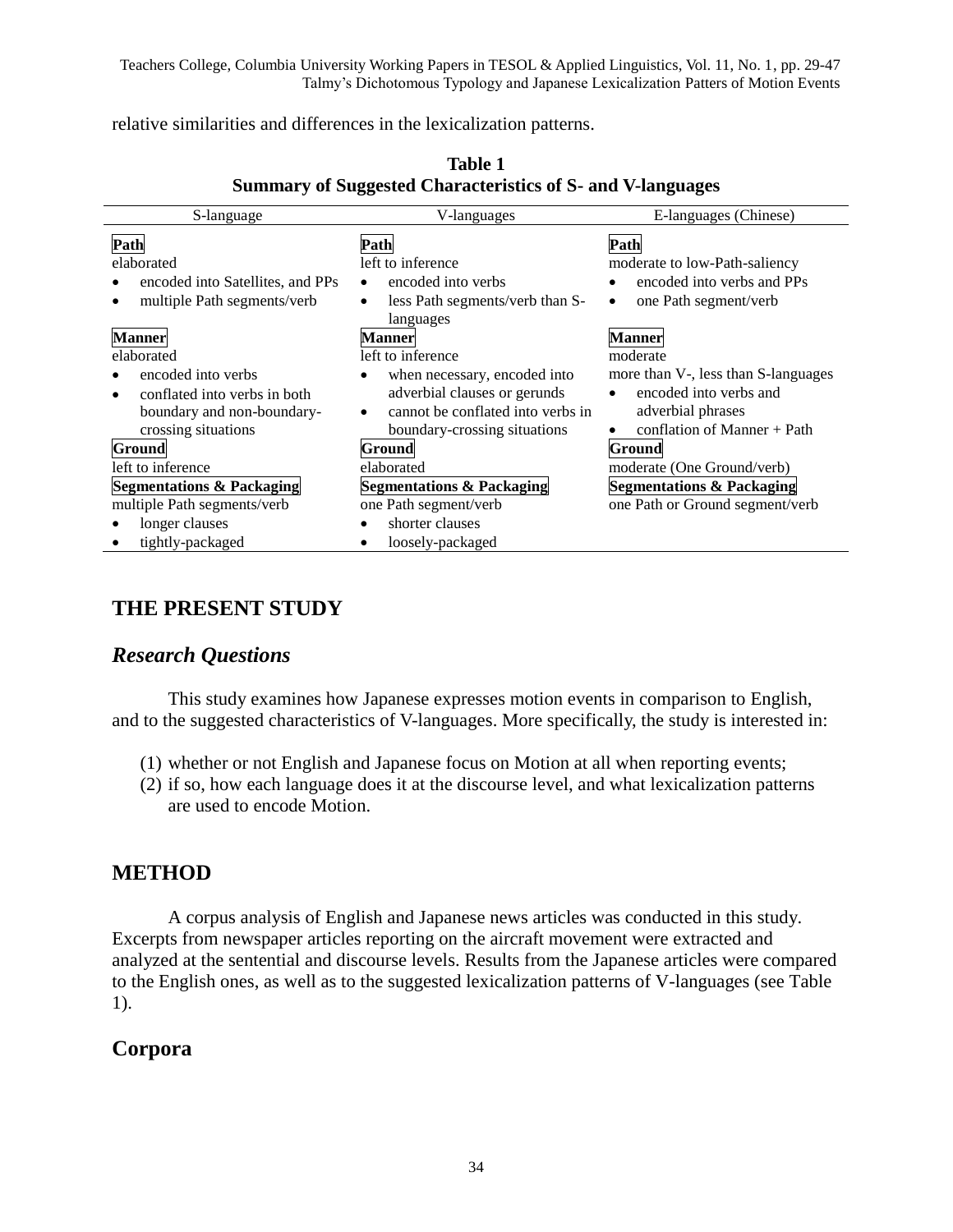relative similarities and differences in the lexicalization patterns.

**Table 1**
**Summary of Suggested Characteristics of S- and V-languages**

| S-language | V-languages | E-languages (Chinese) |
|---|---|---|
| **Path**<br>elaborated<br>• encoded into Satellites, and PPs<br>• multiple Path segments/verb | **Path**<br>left to inference<br>• encoded into verbs<br>• less Path segments/verb than S-languages | **Path**<br>moderate to low-Path-saliency<br>• encoded into verbs and PPs<br>• one Path segment/verb |
| **Manner**<br>elaborated<br>• encoded into verbs<br>• conflated into verbs in both boundary and non-boundary-crossing situations | **Manner**<br>left to inference<br>• when necessary, encoded into adverbial clauses or gerunds<br>• cannot be conflated into verbs in boundary-crossing situations | **Manner**<br>moderate<br>more than V-, less than S-languages<br>• encoded into verbs and adverbial phrases<br>• conflation of Manner + Path |
| **Ground**<br>left to inference | **Ground**<br>elaborated | **Ground**<br>moderate (One Ground/verb) |
| **Segmentations & Packaging**<br>multiple Path segments/verb<br>• longer clauses<br>• tightly-packaged | **Segmentations & Packaging**<br>one Path segment/verb<br>• shorter clauses<br>• loosely-packaged | **Segmentations & Packaging**<br>one Path or Ground segment/verb |

## THE PRESENT STUDY

### *Research Questions*

This study examines how Japanese expresses motion events in comparison to English, and to the suggested characteristics of V-languages. More specifically, the study is interested in:

(1) whether or not English and Japanese focus on Motion at all when reporting events;
(2) if so, how each language does it at the discourse level, and what lexicalization patterns are used to encode Motion.

## METHOD

A corpus analysis of English and Japanese news articles was conducted in this study. Excerpts from newspaper articles reporting on the aircraft movement were extracted and analyzed at the sentential and discourse levels. Results from the Japanese articles were compared to the English ones, as well as to the suggested lexicalization patterns of V-languages (see Table 1).

### Corpora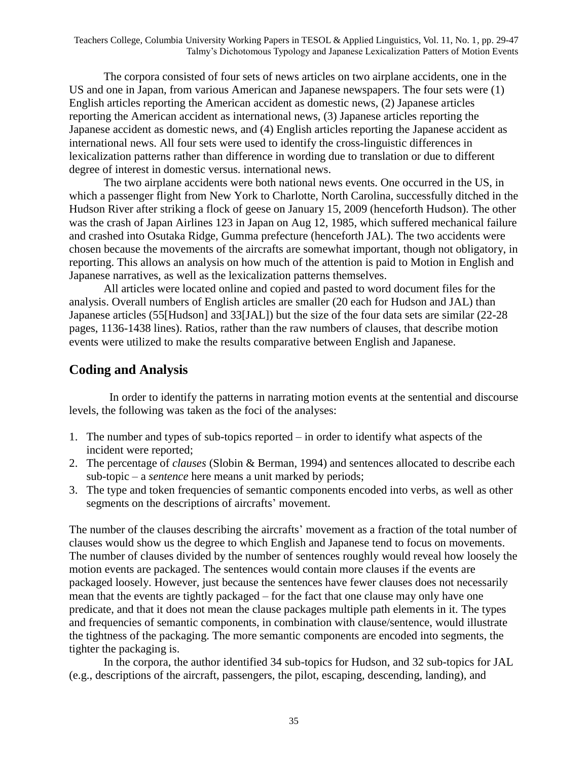The corpora consisted of four sets of news articles on two airplane accidents, one in the US and one in Japan, from various American and Japanese newspapers. The four sets were (1) English articles reporting the American accident as domestic news, (2) Japanese articles reporting the American accident as international news, (3) Japanese articles reporting the Japanese accident as domestic news, and (4) English articles reporting the Japanese accident as international news. All four sets were used to identify the cross-linguistic differences in lexicalization patterns rather than difference in wording due to translation or due to different degree of interest in domestic versus. international news.

The two airplane accidents were both national news events. One occurred in the US, in which a passenger flight from New York to Charlotte, North Carolina, successfully ditched in the Hudson River after striking a flock of geese on January 15, 2009 (henceforth Hudson). The other was the crash of Japan Airlines 123 in Japan on Aug 12, 1985, which suffered mechanical failure and crashed into Osutaka Ridge, Gumma prefecture (henceforth JAL). The two accidents were chosen because the movements of the aircrafts are somewhat important, though not obligatory, in reporting. This allows an analysis on how much of the attention is paid to Motion in English and Japanese narratives, as well as the lexicalization patterns themselves.

All articles were located online and copied and pasted to word document files for the analysis. Overall numbers of English articles are smaller (20 each for Hudson and JAL) than Japanese articles (55[Hudson] and 33[JAL]) but the size of the four data sets are similar (22-28 pages, 1136-1438 lines). Ratios, rather than the raw numbers of clauses, that describe motion events were utilized to make the results comparative between English and Japanese.

## Coding and Analysis

In order to identify the patterns in narrating motion events at the sentential and discourse levels, the following was taken as the foci of the analyses:

1. The number and types of sub-topics reported – in order to identify what aspects of the incident were reported;
2. The percentage of *clauses* (Slobin & Berman, 1994) and sentences allocated to describe each sub-topic – a *sentence* here means a unit marked by periods;
3. The type and token frequencies of semantic components encoded into verbs, as well as other segments on the descriptions of aircrafts' movement.

The number of the clauses describing the aircrafts' movement as a fraction of the total number of clauses would show us the degree to which English and Japanese tend to focus on movements. The number of clauses divided by the number of sentences roughly would reveal how loosely the motion events are packaged. The sentences would contain more clauses if the events are packaged loosely. However, just because the sentences have fewer clauses does not necessarily mean that the events are tightly packaged – for the fact that one clause may only have one predicate, and that it does not mean the clause packages multiple path elements in it. The types and frequencies of semantic components, in combination with clause/sentence, would illustrate the tightness of the packaging. The more semantic components are encoded into segments, the tighter the packaging is.

In the corpora, the author identified 34 sub-topics for Hudson, and 32 sub-topics for JAL (e.g., descriptions of the aircraft, passengers, the pilot, escaping, descending, landing), and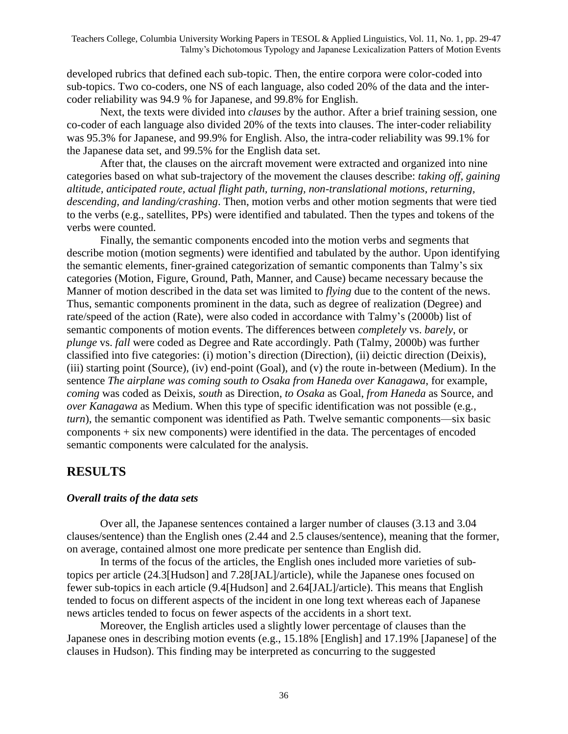developed rubrics that defined each sub-topic. Then, the entire corpora were color-coded into sub-topics. Two co-coders, one NS of each language, also coded 20% of the data and the inter-coder reliability was 94.9 % for Japanese, and 99.8% for English.

Next, the texts were divided into *clauses* by the author. After a brief training session, one co-coder of each language also divided 20% of the texts into clauses. The inter-coder reliability was 95.3% for Japanese, and 99.9% for English. Also, the intra-coder reliability was 99.1% for the Japanese data set, and 99.5% for the English data set.

After that, the clauses on the aircraft movement were extracted and organized into nine categories based on what sub-trajectory of the movement the clauses describe: *taking off, gaining altitude, anticipated route, actual flight path, turning, non-translational motions, returning, descending, and landing/crashing*. Then, motion verbs and other motion segments that were tied to the verbs (e.g., satellites, PPs) were identified and tabulated. Then the types and tokens of the verbs were counted.

Finally, the semantic components encoded into the motion verbs and segments that describe motion (motion segments) were identified and tabulated by the author. Upon identifying the semantic elements, finer-grained categorization of semantic components than Talmy's six categories (Motion, Figure, Ground, Path, Manner, and Cause) became necessary because the Manner of motion described in the data set was limited to *flying* due to the content of the news. Thus, semantic components prominent in the data, such as degree of realization (Degree) and rate/speed of the action (Rate), were also coded in accordance with Talmy's (2000b) list of semantic components of motion events. The differences between *completely* vs. *barely*, or *plunge* vs. *fall* were coded as Degree and Rate accordingly. Path (Talmy, 2000b) was further classified into five categories: (i) motion's direction (Direction), (ii) deictic direction (Deixis), (iii) starting point (Source), (iv) end-point (Goal), and (v) the route in-between (Medium). In the sentence *The airplane was coming south to Osaka from Haneda over Kanagawa*, for example, *coming* was coded as Deixis, *south* as Direction, *to Osaka* as Goal, *from Haneda* as Source, and *over Kanagawa* as Medium. When this type of specific identification was not possible (e.g., *turn*), the semantic component was identified as Path. Twelve semantic components—six basic components + six new components) were identified in the data. The percentages of encoded semantic components were calculated for the analysis.

## RESULTS

### *Overall traits of the data sets*

Over all, the Japanese sentences contained a larger number of clauses (3.13 and 3.04 clauses/sentence) than the English ones (2.44 and 2.5 clauses/sentence), meaning that the former, on average, contained almost one more predicate per sentence than English did.

In terms of the focus of the articles, the English ones included more varieties of sub-topics per article (24.3[Hudson] and 7.28[JAL]/article), while the Japanese ones focused on fewer sub-topics in each article (9.4[Hudson] and 2.64[JAL]/article). This means that English tended to focus on different aspects of the incident in one long text whereas each of Japanese news articles tended to focus on fewer aspects of the accidents in a short text.

Moreover, the English articles used a slightly lower percentage of clauses than the Japanese ones in describing motion events (e.g., 15.18% [English] and 17.19% [Japanese] of the clauses in Hudson). This finding may be interpreted as concurring to the suggested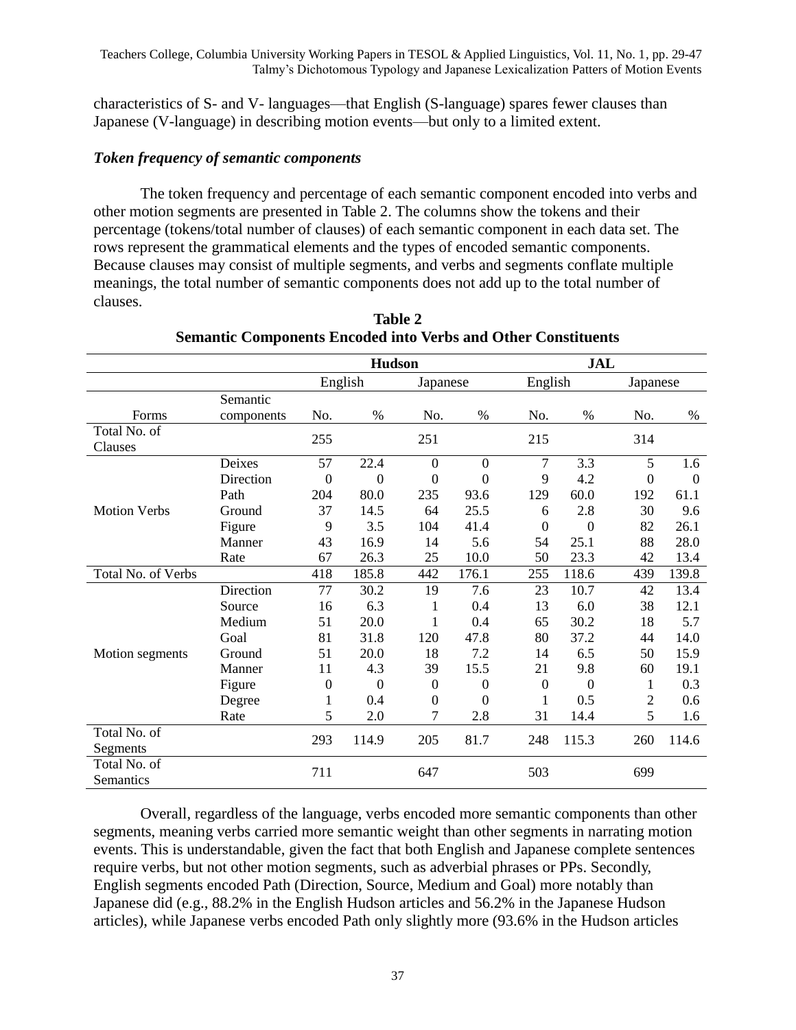characteristics of S- and V- languages—that English (S-language) spares fewer clauses than Japanese (V-language) in describing motion events—but only to a limited extent.

***Token frequency of semantic components***

The token frequency and percentage of each semantic component encoded into verbs and other motion segments are presented in Table 2. The columns show the tokens and their percentage (tokens/total number of clauses) of each semantic component in each data set. The rows represent the grammatical elements and the types of encoded semantic components. Because clauses may consist of multiple segments, and verbs and segments conflate multiple meanings, the total number of semantic components does not add up to the total number of clauses.

**Table 2**
**Semantic Components Encoded into Verbs and Other Constituents**

| | | Hudson | | | | JAL | | | |
|---|---|---|---|---|---|---|---|---|---|
| | | English | | Japanese | | English | | Japanese | |
| Forms | Semantic components | No. | % | No. | % | No. | % | No. | % |
| Total No. of Clauses | | 255 | | 251 | | 215 | | 314 | |
| Motion Verbs | Deixes | 57 | 22.4 | 0 | 0 | 7 | 3.3 | 5 | 1.6 |
| | Direction | 0 | 0 | 0 | 0 | 9 | 4.2 | 0 | 0 |
| | Path | 204 | 80.0 | 235 | 93.6 | 129 | 60.0 | 192 | 61.1 |
| | Ground | 37 | 14.5 | 64 | 25.5 | 6 | 2.8 | 30 | 9.6 |
| | Figure | 9 | 3.5 | 104 | 41.4 | 0 | 0 | 82 | 26.1 |
| | Manner | 43 | 16.9 | 14 | 5.6 | 54 | 25.1 | 88 | 28.0 |
| | Rate | 67 | 26.3 | 25 | 10.0 | 50 | 23.3 | 42 | 13.4 |
| Total No. of Verbs | | 418 | 185.8 | 442 | 176.1 | 255 | 118.6 | 439 | 139.8 |
| Motion segments | Direction | 77 | 30.2 | 19 | 7.6 | 23 | 10.7 | 42 | 13.4 |
| | Source | 16 | 6.3 | 1 | 0.4 | 13 | 6.0 | 38 | 12.1 |
| | Medium | 51 | 20.0 | 1 | 0.4 | 65 | 30.2 | 18 | 5.7 |
| | Goal | 81 | 31.8 | 120 | 47.8 | 80 | 37.2 | 44 | 14.0 |
| | Ground | 51 | 20.0 | 18 | 7.2 | 14 | 6.5 | 50 | 15.9 |
| | Manner | 11 | 4.3 | 39 | 15.5 | 21 | 9.8 | 60 | 19.1 |
| | Figure | 0 | 0 | 0 | 0 | 0 | 0 | 1 | 0.3 |
| | Degree | 1 | 0.4 | 0 | 0 | 1 | 0.5 | 2 | 0.6 |
| | Rate | 5 | 2.0 | 7 | 2.8 | 31 | 14.4 | 5 | 1.6 |
| Total No. of Segments | | 293 | 114.9 | 205 | 81.7 | 248 | 115.3 | 260 | 114.6 |
| Total No. of Semantics | | 711 | | 647 | | 503 | | 699 | |

Overall, regardless of the language, verbs encoded more semantic components than other segments, meaning verbs carried more semantic weight than other segments in narrating motion events. This is understandable, given the fact that both English and Japanese complete sentences require verbs, but not other motion segments, such as adverbial phrases or PPs. Secondly, English segments encoded Path (Direction, Source, Medium and Goal) more notably than Japanese did (e.g., 88.2% in the English Hudson articles and 56.2% in the Japanese Hudson articles), while Japanese verbs encoded Path only slightly more (93.6% in the Hudson articles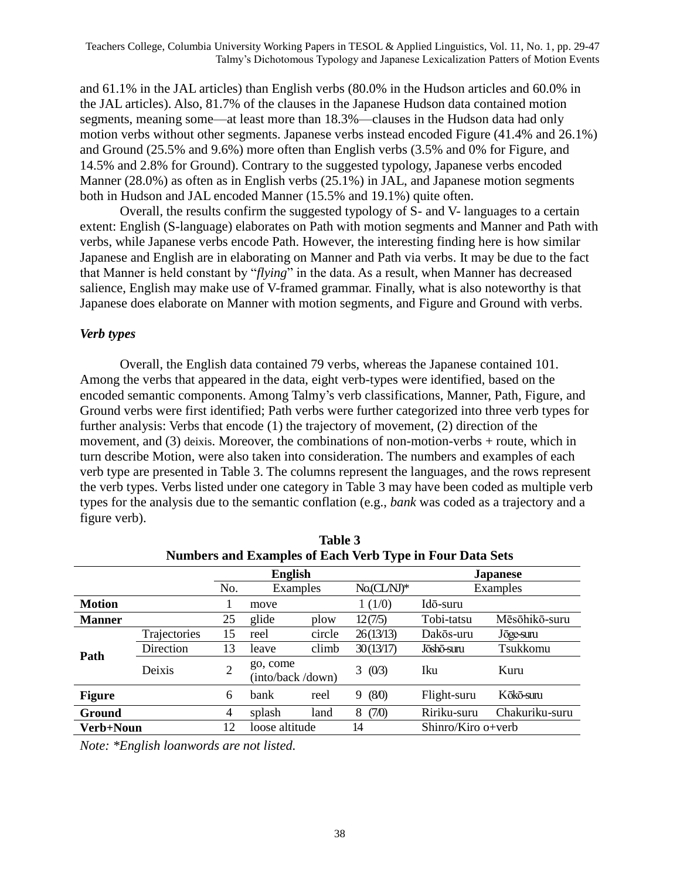and 61.1% in the JAL articles) than English verbs (80.0% in the Hudson articles and 60.0% in the JAL articles). Also, 81.7% of the clauses in the Japanese Hudson data contained motion segments, meaning some—at least more than 18.3%—clauses in the Hudson data had only motion verbs without other segments. Japanese verbs instead encoded Figure (41.4% and 26.1%) and Ground (25.5% and 9.6%) more often than English verbs (3.5% and 0% for Figure, and 14.5% and 2.8% for Ground). Contrary to the suggested typology, Japanese verbs encoded Manner (28.0%) as often as in English verbs (25.1%) in JAL, and Japanese motion segments both in Hudson and JAL encoded Manner (15.5% and 19.1%) quite often.

Overall, the results confirm the suggested typology of S- and V- languages to a certain extent: English (S-language) elaborates on Path with motion segments and Manner and Path with verbs, while Japanese verbs encode Path. However, the interesting finding here is how similar Japanese and English are in elaborating on Manner and Path via verbs. It may be due to the fact that Manner is held constant by "*flying*" in the data. As a result, when Manner has decreased salience, English may make use of V-framed grammar. Finally, what is also noteworthy is that Japanese does elaborate on Manner with motion segments, and Figure and Ground with verbs.

### *Verb types*

Overall, the English data contained 79 verbs, whereas the Japanese contained 101. Among the verbs that appeared in the data, eight verb-types were identified, based on the encoded semantic components. Among Talmy's verb classifications, Manner, Path, Figure, and Ground verbs were first identified; Path verbs were further categorized into three verb types for further analysis: Verbs that encode (1) the trajectory of movement, (2) direction of the movement, and (3) deixis. Moreover, the combinations of non-motion-verbs + route, which in turn describe Motion, were also taken into consideration. The numbers and examples of each verb type are presented in Table 3. The columns represent the languages, and the rows represent the verb types. Verbs listed under one category in Table 3 may have been coded as multiple verb types for the analysis due to the semantic conflation (e.g., *bank* was coded as a trajectory and a figure verb).

**Table 3**
**Numbers and Examples of Each Verb Type in Four Data Sets**

| | | English | | | Japanese | | |
|---|---|---|---|---|---|---|---|
| | | No. | Examples | | No.(CL/NJ)* | Examples | |
| **Motion** | | 1 | move | | 1 (1/0) | Idō-suru | |
| **Manner** | | 25 | glide | plow | 12 (7/5) | Tobi-tatsu | Mēsōhikō-suru |
| **Path** | Trajectories | 15 | reel | circle | 26 (13/13) | Dakōs-uru | Jōge-suru |
| | Direction | 13 | leave | climb | 30 (13/17) | Jōshō-suru | Tsukkomu |
| | Deixis | 2 | go, come (into/back /down) | | 3 (0/3) | Iku | Kuru |
| **Figure** | | 6 | bank | reel | 9 (8/0) | Flight-suru | Kōkō-suru |
| **Ground** | | 4 | splash | land | 8 (7/0) | Ririku-suru | Chakuriku-suru |
| **Verb+Noun** | | 12 | loose altitude | | 14 | Shinro/Kiro o+verb | |

*Note: \*English loanwords are not listed.*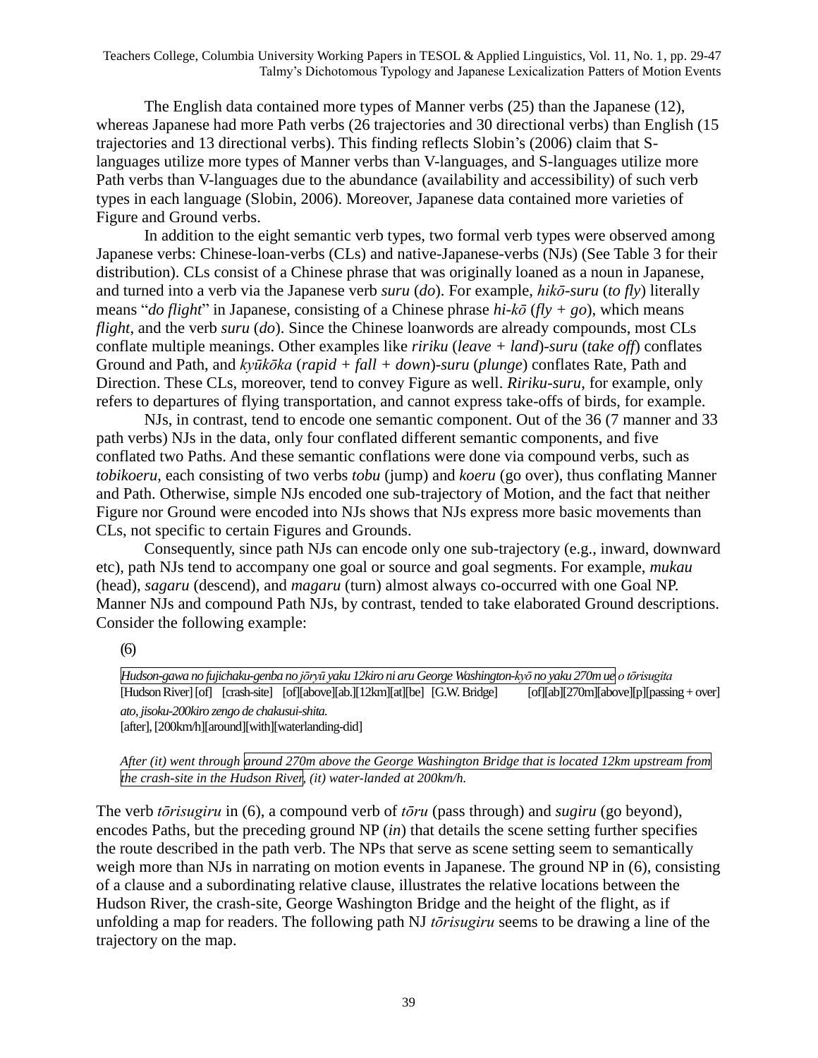The English data contained more types of Manner verbs (25) than the Japanese (12), whereas Japanese had more Path verbs (26 trajectories and 30 directional verbs) than English (15 trajectories and 13 directional verbs). This finding reflects Slobin's (2006) claim that S-languages utilize more types of Manner verbs than V-languages, and S-languages utilize more Path verbs than V-languages due to the abundance (availability and accessibility) of such verb types in each language (Slobin, 2006). Moreover, Japanese data contained more varieties of Figure and Ground verbs.

In addition to the eight semantic verb types, two formal verb types were observed among Japanese verbs: Chinese-loan-verbs (CLs) and native-Japanese-verbs (NJs) (See Table 3 for their distribution). CLs consist of a Chinese phrase that was originally loaned as a noun in Japanese, and turned into a verb via the Japanese verb *suru* (*do*). For example, *hikō-suru* (*to fly*) literally means "*do flight*" in Japanese, consisting of a Chinese phrase *hi-kō* (*fly + go*), which means *flight*, and the verb *suru* (*do*). Since the Chinese loanwords are already compounds, most CLs conflate multiple meanings. Other examples like *ririku* (*leave + land*)-*suru* (*take off*) conflates Ground and Path, and *kyūkōka* (*rapid + fall + down*)-*suru* (*plunge*) conflates Rate, Path and Direction. These CLs, moreover, tend to convey Figure as well. *Ririku-suru*, for example, only refers to departures of flying transportation, and cannot express take-offs of birds, for example.

NJs, in contrast, tend to encode one semantic component. Out of the 36 (7 manner and 33 path verbs) NJs in the data, only four conflated different semantic components, and five conflated two Paths. And these semantic conflations were done via compound verbs, such as *tobikoeru*, each consisting of two verbs *tobu* (jump) and *koeru* (go over), thus conflating Manner and Path. Otherwise, simple NJs encoded one sub-trajectory of Motion, and the fact that neither Figure nor Ground were encoded into NJs shows that NJs express more basic movements than CLs, not specific to certain Figures and Grounds.

Consequently, since path NJs can encode only one sub-trajectory (e.g., inward, downward etc), path NJs tend to accompany one goal or source and goal segments. For example, *mukau* (head), *sagaru* (descend), and *magaru* (turn) almost always co-occurred with one Goal NP. Manner NJs and compound Path NJs, by contrast, tended to take elaborated Ground descriptions. Consider the following example:

(6)

*Hudson-gawa no fujichaku-genba no jōryū yaku 12kiro ni aru George Washington-kyō no yaku 270m ue o tōrisugita*
[Hudson River] [of] [crash-site] [of][above][ab.][12km][at][be] [G.W. Bridge] [of][ab][270m][above][p][passing + over]
*ato, jisoku-200kiro zengo de chakusui-shita.*
[after], [200km/h][around][with][waterlanding-did]

*After (it) went through around 270m above the George Washington Bridge that is located 12km upstream from the crash-site in the Hudson River, (it) water-landed at 200km/h.*

The verb *tōrisugiru* in (6), a compound verb of *tōru* (pass through) and *sugiru* (go beyond), encodes Paths, but the preceding ground NP (*in*) that details the scene setting further specifies the route described in the path verb. The NPs that serve as scene setting seem to semantically weigh more than NJs in narrating on motion events in Japanese. The ground NP in (6), consisting of a clause and a subordinating relative clause, illustrates the relative locations between the Hudson River, the crash-site, George Washington Bridge and the height of the flight, as if unfolding a map for readers. The following path NJ *tōrisugiru* seems to be drawing a line of the trajectory on the map.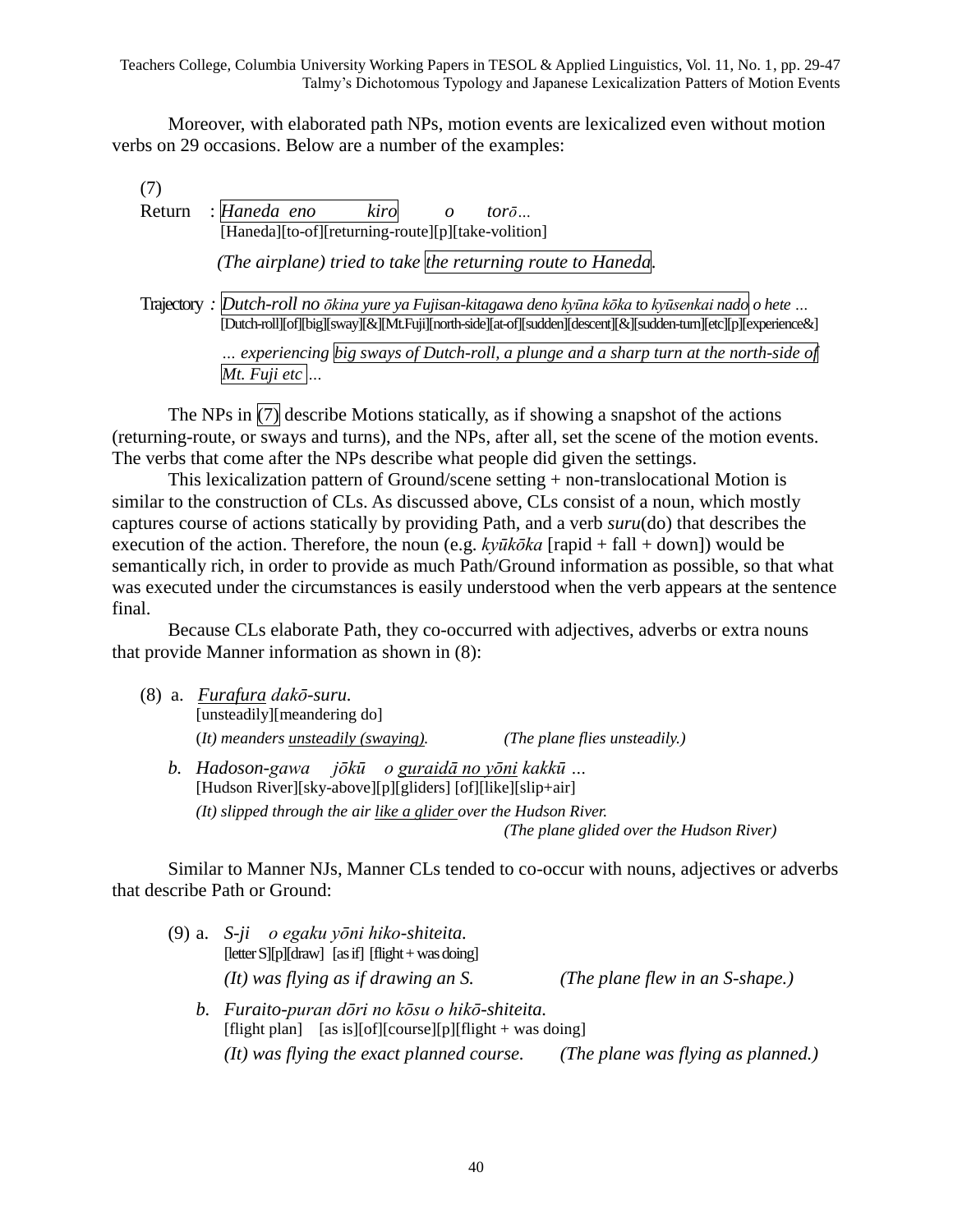Moreover, with elaborated path NPs, motion events are lexicalized even without motion verbs on 29 occasions. Below are a number of the examples:

(7)

Return : *Haneda eno kiro o torō…*
[Haneda][to-of][returning-route][p][take-volition]

*(The airplane) tried to take the returning route to Haneda.*

Trajectory : *Dutch-roll no ōkina yure ya Fujisan-kitagawa deno kyūna kōka to kyūsenkai nado o hete …*
[Dutch-roll][of][big][sway][&][Mt.Fuji][north-side][at-of][sudden][descent][&][sudden-turn][etc][p][experience&]

*… experiencing big sways of Dutch-roll, a plunge and a sharp turn at the north-side of Mt. Fuji etc …*

The NPs in (7) describe Motions statically, as if showing a snapshot of the actions (returning-route, or sways and turns), and the NPs, after all, set the scene of the motion events. The verbs that come after the NPs describe what people did given the settings.

This lexicalization pattern of Ground/scene setting + non-translocational Motion is similar to the construction of CLs. As discussed above, CLs consist of a noun, which mostly captures course of actions statically by providing Path, and a verb *suru*(do) that describes the execution of the action. Therefore, the noun (e.g. *kyūkōka* [rapid + fall + down]) would be semantically rich, in order to provide as much Path/Ground information as possible, so that what was executed under the circumstances is easily understood when the verb appears at the sentence final.

Because CLs elaborate Path, they co-occurred with adjectives, adverbs or extra nouns that provide Manner information as shown in (8):

(8) a. *Furafura dakō-suru.*
[unsteadily][meandering do]
*(It) meanders unsteadily (swaying).* *(The plane flies unsteadily.)*

b. *Hadoson-gawa jōkū o guraidā no yōni kakkū …*
[Hudson River][sky-above][p][gliders] [of][like][slip+air]
*(It) slipped through the air like a glider over the Hudson River.*
*(The plane glided over the Hudson River)*

Similar to Manner NJs, Manner CLs tended to co-occur with nouns, adjectives or adverbs that describe Path or Ground:

(9) a. *S-ji o egaku yōni hiko-shiteita.*
[letter S][p][draw] [as if] [flight + was doing]
*(It) was flying as if drawing an S.* *(The plane flew in an S-shape.)*

b. *Furaito-puran dōri no kōsu o hikō-shiteita.*
[flight plan] [as is][of][course][p][flight + was doing]
*(It) was flying the exact planned course.* *(The plane was flying as planned.)*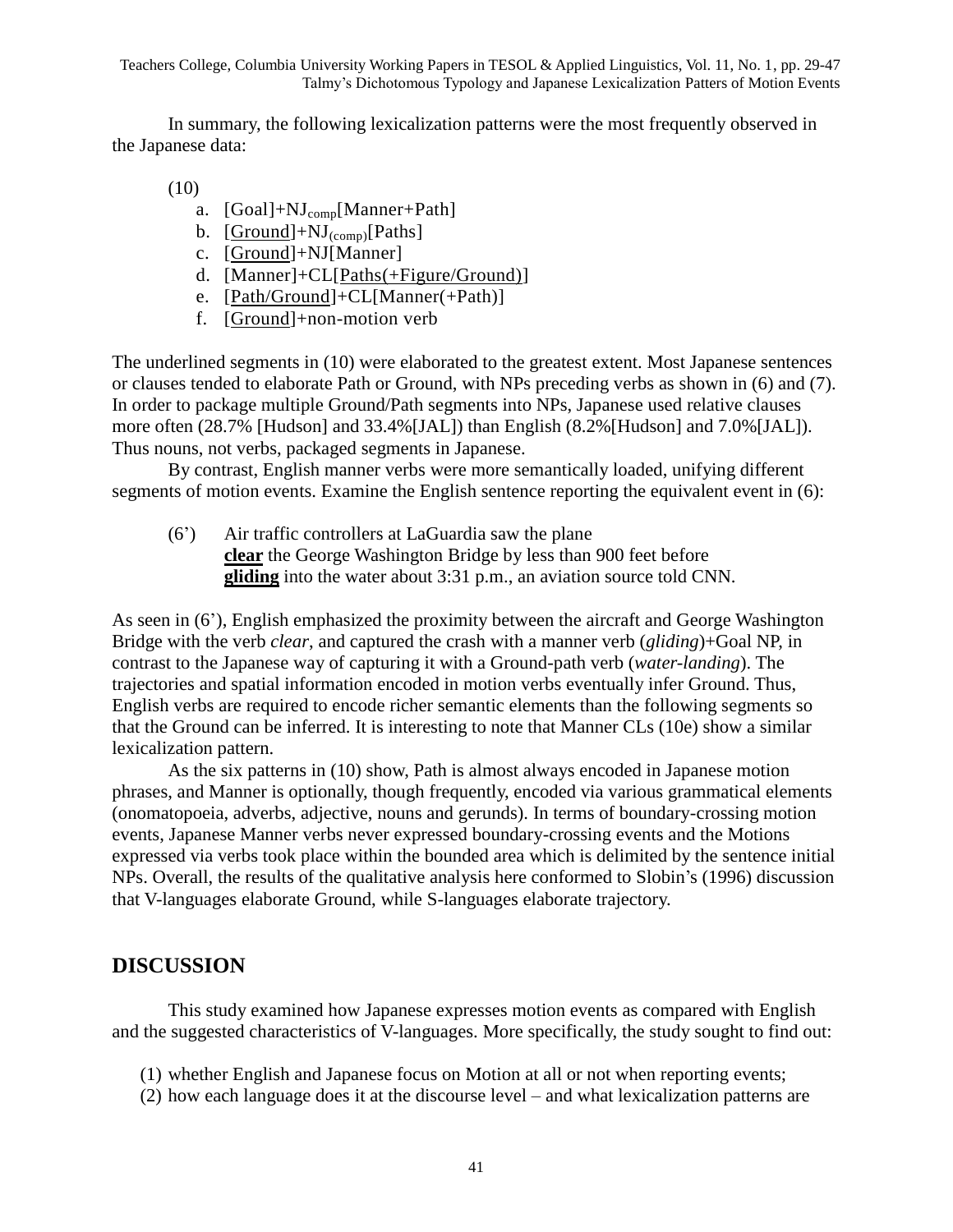In summary, the following lexicalization patterns were the most frequently observed in the Japanese data:

(10)

a. [Goal]+$NJ_{comp}$[Manner+Path]
b. <u>[Ground]</u>+$NJ_{(comp)}$[Paths]
c. <u>[Ground]</u>+NJ[Manner]
d. [Manner]+CL<u>[Paths(+Figure/Ground)]</u>
e. <u>[Path/Ground]</u>+CL[Manner(+Path)]
f. <u>[Ground]</u>+non-motion verb

The underlined segments in (10) were elaborated to the greatest extent. Most Japanese sentences or clauses tended to elaborate Path or Ground, with NPs preceding verbs as shown in (6) and (7). In order to package multiple Ground/Path segments into NPs, Japanese used relative clauses more often (28.7% [Hudson] and 33.4%[JAL]) than English (8.2%[Hudson] and 7.0%[JAL]). Thus nouns, not verbs, packaged segments in Japanese.

By contrast, English manner verbs were more semantically loaded, unifying different segments of motion events. Examine the English sentence reporting the equivalent event in (6):

(6') Air traffic controllers at LaGuardia saw the plane **<u>clear</u>** the George Washington Bridge by less than 900 feet before **<u>gliding</u>** into the water about 3:31 p.m., an aviation source told CNN.

As seen in (6'), English emphasized the proximity between the aircraft and George Washington Bridge with the verb *clear*, and captured the crash with a manner verb (*gliding*)+Goal NP, in contrast to the Japanese way of capturing it with a Ground-path verb (*water-landing*). The trajectories and spatial information encoded in motion verbs eventually infer Ground. Thus, English verbs are required to encode richer semantic elements than the following segments so that the Ground can be inferred. It is interesting to note that Manner CLs (10e) show a similar lexicalization pattern.

As the six patterns in (10) show, Path is almost always encoded in Japanese motion phrases, and Manner is optionally, though frequently, encoded via various grammatical elements (onomatopoeia, adverbs, adjective, nouns and gerunds). In terms of boundary-crossing motion events, Japanese Manner verbs never expressed boundary-crossing events and the Motions expressed via verbs took place within the bounded area which is delimited by the sentence initial NPs. Overall, the results of the qualitative analysis here conformed to Slobin's (1996) discussion that V-languages elaborate Ground, while S-languages elaborate trajectory.

## DISCUSSION

This study examined how Japanese expresses motion events as compared with English and the suggested characteristics of V-languages. More specifically, the study sought to find out:

(1) whether English and Japanese focus on Motion at all or not when reporting events;
(2) how each language does it at the discourse level – and what lexicalization patterns are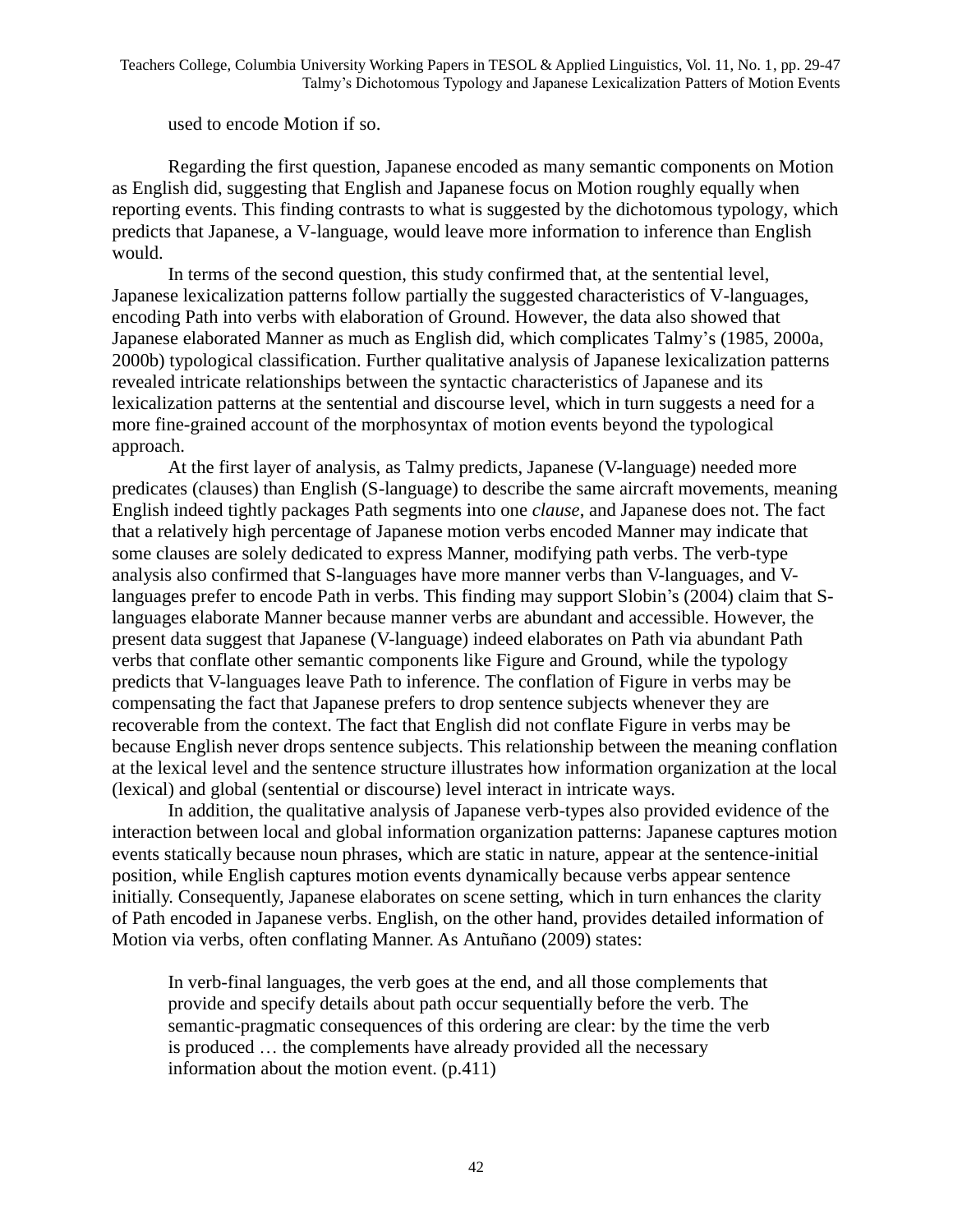used to encode Motion if so.

Regarding the first question, Japanese encoded as many semantic components on Motion as English did, suggesting that English and Japanese focus on Motion roughly equally when reporting events. This finding contrasts to what is suggested by the dichotomous typology, which predicts that Japanese, a V-language, would leave more information to inference than English would.

In terms of the second question, this study confirmed that, at the sentential level, Japanese lexicalization patterns follow partially the suggested characteristics of V-languages, encoding Path into verbs with elaboration of Ground. However, the data also showed that Japanese elaborated Manner as much as English did, which complicates Talmy's (1985, 2000a, 2000b) typological classification. Further qualitative analysis of Japanese lexicalization patterns revealed intricate relationships between the syntactic characteristics of Japanese and its lexicalization patterns at the sentential and discourse level, which in turn suggests a need for a more fine-grained account of the morphosyntax of motion events beyond the typological approach.

At the first layer of analysis, as Talmy predicts, Japanese (V-language) needed more predicates (clauses) than English (S-language) to describe the same aircraft movements, meaning English indeed tightly packages Path segments into one *clause*, and Japanese does not. The fact that a relatively high percentage of Japanese motion verbs encoded Manner may indicate that some clauses are solely dedicated to express Manner, modifying path verbs. The verb-type analysis also confirmed that S-languages have more manner verbs than V-languages, and V-languages prefer to encode Path in verbs. This finding may support Slobin's (2004) claim that S-languages elaborate Manner because manner verbs are abundant and accessible. However, the present data suggest that Japanese (V-language) indeed elaborates on Path via abundant Path verbs that conflate other semantic components like Figure and Ground, while the typology predicts that V-languages leave Path to inference. The conflation of Figure in verbs may be compensating the fact that Japanese prefers to drop sentence subjects whenever they are recoverable from the context. The fact that English did not conflate Figure in verbs may be because English never drops sentence subjects. This relationship between the meaning conflation at the lexical level and the sentence structure illustrates how information organization at the local (lexical) and global (sentential or discourse) level interact in intricate ways.

In addition, the qualitative analysis of Japanese verb-types also provided evidence of the interaction between local and global information organization patterns: Japanese captures motion events statically because noun phrases, which are static in nature, appear at the sentence-initial position, while English captures motion events dynamically because verbs appear sentence initially. Consequently, Japanese elaborates on scene setting, which in turn enhances the clarity of Path encoded in Japanese verbs. English, on the other hand, provides detailed information of Motion via verbs, often conflating Manner. As Antuñano (2009) states:

> In verb-final languages, the verb goes at the end, and all those complements that provide and specify details about path occur sequentially before the verb. The semantic-pragmatic consequences of this ordering are clear: by the time the verb is produced … the complements have already provided all the necessary information about the motion event. (p.411)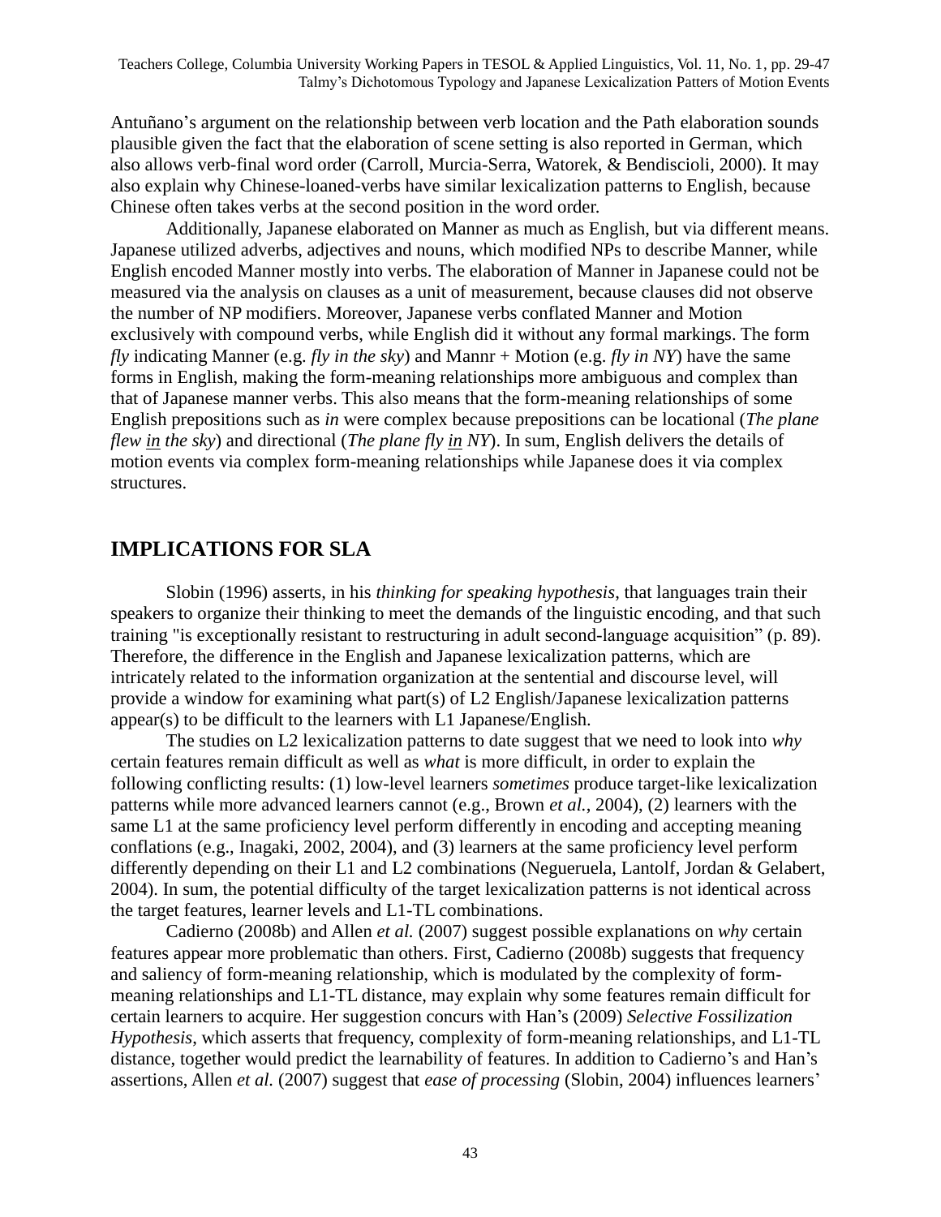Antuñano's argument on the relationship between verb location and the Path elaboration sounds plausible given the fact that the elaboration of scene setting is also reported in German, which also allows verb-final word order (Carroll, Murcia-Serra, Watorek, & Bendiscioli, 2000). It may also explain why Chinese-loaned-verbs have similar lexicalization patterns to English, because Chinese often takes verbs at the second position in the word order.

Additionally, Japanese elaborated on Manner as much as English, but via different means. Japanese utilized adverbs, adjectives and nouns, which modified NPs to describe Manner, while English encoded Manner mostly into verbs. The elaboration of Manner in Japanese could not be measured via the analysis on clauses as a unit of measurement, because clauses did not observe the number of NP modifiers. Moreover, Japanese verbs conflated Manner and Motion exclusively with compound verbs, while English did it without any formal markings. The form *fly* indicating Manner (e.g. *fly in the sky*) and Mannr + Motion (e.g. *fly in NY*) have the same forms in English, making the form-meaning relationships more ambiguous and complex than that of Japanese manner verbs. This also means that the form-meaning relationships of some English prepositions such as *in* were complex because prepositions can be locational (*The plane flew <u>in</u> the sky*) and directional (*The plane fly <u>in</u> NY*). In sum, English delivers the details of motion events via complex form-meaning relationships while Japanese does it via complex structures.

## IMPLICATIONS FOR SLA

Slobin (1996) asserts, in his *thinking for speaking hypothesis*, that languages train their speakers to organize their thinking to meet the demands of the linguistic encoding, and that such training "is exceptionally resistant to restructuring in adult second-language acquisition" (p. 89). Therefore, the difference in the English and Japanese lexicalization patterns, which are intricately related to the information organization at the sentential and discourse level, will provide a window for examining what part(s) of L2 English/Japanese lexicalization patterns appear(s) to be difficult to the learners with L1 Japanese/English.

The studies on L2 lexicalization patterns to date suggest that we need to look into *why* certain features remain difficult as well as *what* is more difficult, in order to explain the following conflicting results: (1) low-level learners *sometimes* produce target-like lexicalization patterns while more advanced learners cannot (e.g., Brown *et al.*, 2004), (2) learners with the same L1 at the same proficiency level perform differently in encoding and accepting meaning conflations (e.g., Inagaki, 2002, 2004), and (3) learners at the same proficiency level perform differently depending on their L1 and L2 combinations (Negueruela, Lantolf, Jordan & Gelabert, 2004). In sum, the potential difficulty of the target lexicalization patterns is not identical across the target features, learner levels and L1-TL combinations.

Cadierno (2008b) and Allen *et al.* (2007) suggest possible explanations on *why* certain features appear more problematic than others. First, Cadierno (2008b) suggests that frequency and saliency of form-meaning relationship, which is modulated by the complexity of form-meaning relationships and L1-TL distance, may explain why some features remain difficult for certain learners to acquire. Her suggestion concurs with Han's (2009) *Selective Fossilization Hypothesis*, which asserts that frequency, complexity of form-meaning relationships, and L1-TL distance, together would predict the learnability of features. In addition to Cadierno's and Han's assertions, Allen *et al.* (2007) suggest that *ease of processing* (Slobin, 2004) influences learners'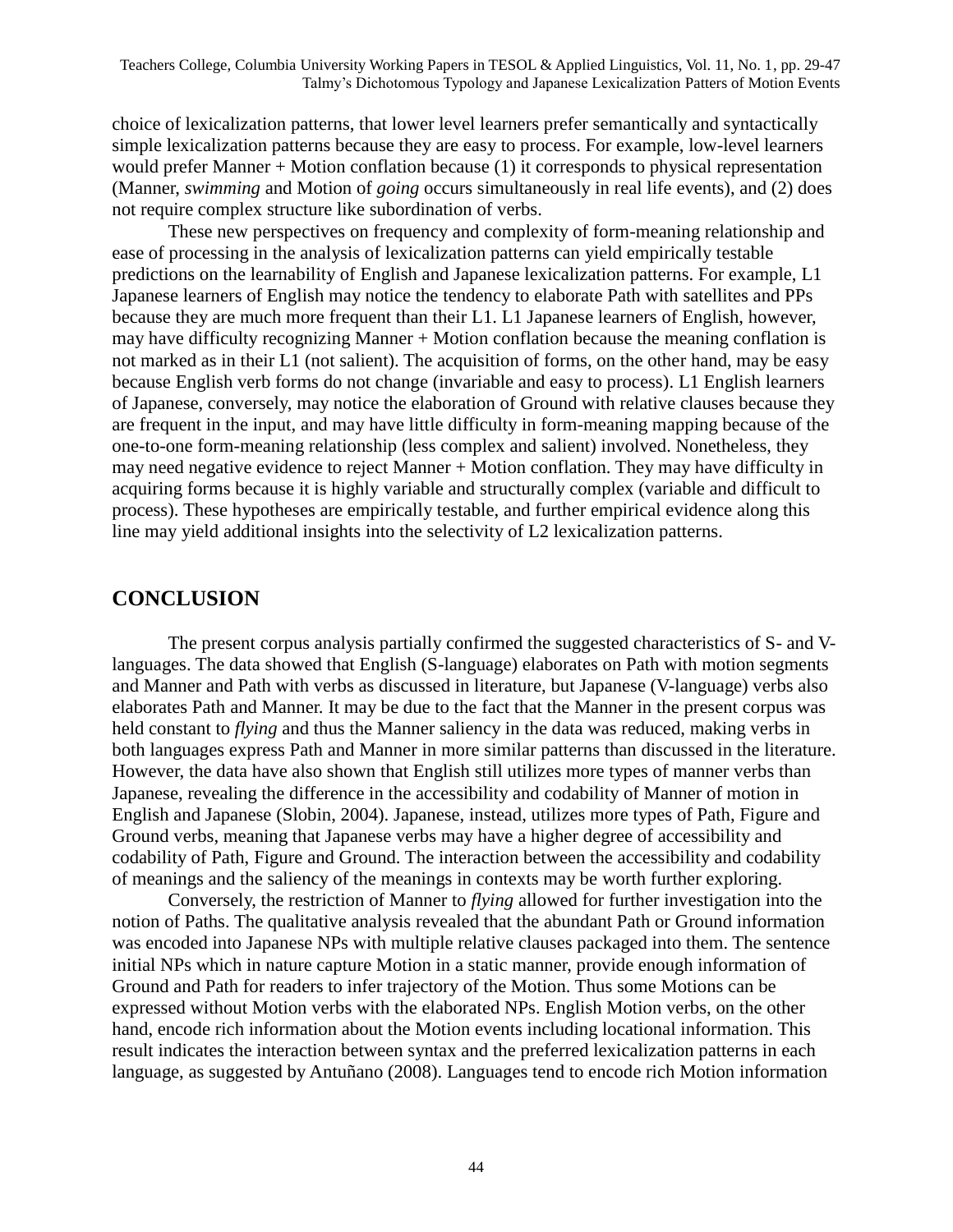choice of lexicalization patterns, that lower level learners prefer semantically and syntactically simple lexicalization patterns because they are easy to process. For example, low-level learners would prefer Manner + Motion conflation because (1) it corresponds to physical representation (Manner, *swimming* and Motion of *going* occurs simultaneously in real life events), and (2) does not require complex structure like subordination of verbs.

These new perspectives on frequency and complexity of form-meaning relationship and ease of processing in the analysis of lexicalization patterns can yield empirically testable predictions on the learnability of English and Japanese lexicalization patterns. For example, L1 Japanese learners of English may notice the tendency to elaborate Path with satellites and PPs because they are much more frequent than their L1. L1 Japanese learners of English, however, may have difficulty recognizing Manner + Motion conflation because the meaning conflation is not marked as in their L1 (not salient). The acquisition of forms, on the other hand, may be easy because English verb forms do not change (invariable and easy to process). L1 English learners of Japanese, conversely, may notice the elaboration of Ground with relative clauses because they are frequent in the input, and may have little difficulty in form-meaning mapping because of the one-to-one form-meaning relationship (less complex and salient) involved. Nonetheless, they may need negative evidence to reject Manner + Motion conflation. They may have difficulty in acquiring forms because it is highly variable and structurally complex (variable and difficult to process). These hypotheses are empirically testable, and further empirical evidence along this line may yield additional insights into the selectivity of L2 lexicalization patterns.

## CONCLUSION

The present corpus analysis partially confirmed the suggested characteristics of S- and V-languages. The data showed that English (S-language) elaborates on Path with motion segments and Manner and Path with verbs as discussed in literature, but Japanese (V-language) verbs also elaborates Path and Manner. It may be due to the fact that the Manner in the present corpus was held constant to *flying* and thus the Manner saliency in the data was reduced, making verbs in both languages express Path and Manner in more similar patterns than discussed in the literature. However, the data have also shown that English still utilizes more types of manner verbs than Japanese, revealing the difference in the accessibility and codability of Manner of motion in English and Japanese (Slobin, 2004). Japanese, instead, utilizes more types of Path, Figure and Ground verbs, meaning that Japanese verbs may have a higher degree of accessibility and codability of Path, Figure and Ground. The interaction between the accessibility and codability of meanings and the saliency of the meanings in contexts may be worth further exploring.

Conversely, the restriction of Manner to *flying* allowed for further investigation into the notion of Paths. The qualitative analysis revealed that the abundant Path or Ground information was encoded into Japanese NPs with multiple relative clauses packaged into them. The sentence initial NPs which in nature capture Motion in a static manner, provide enough information of Ground and Path for readers to infer trajectory of the Motion. Thus some Motions can be expressed without Motion verbs with the elaborated NPs. English Motion verbs, on the other hand, encode rich information about the Motion events including locational information. This result indicates the interaction between syntax and the preferred lexicalization patterns in each language, as suggested by Antuñano (2008). Languages tend to encode rich Motion information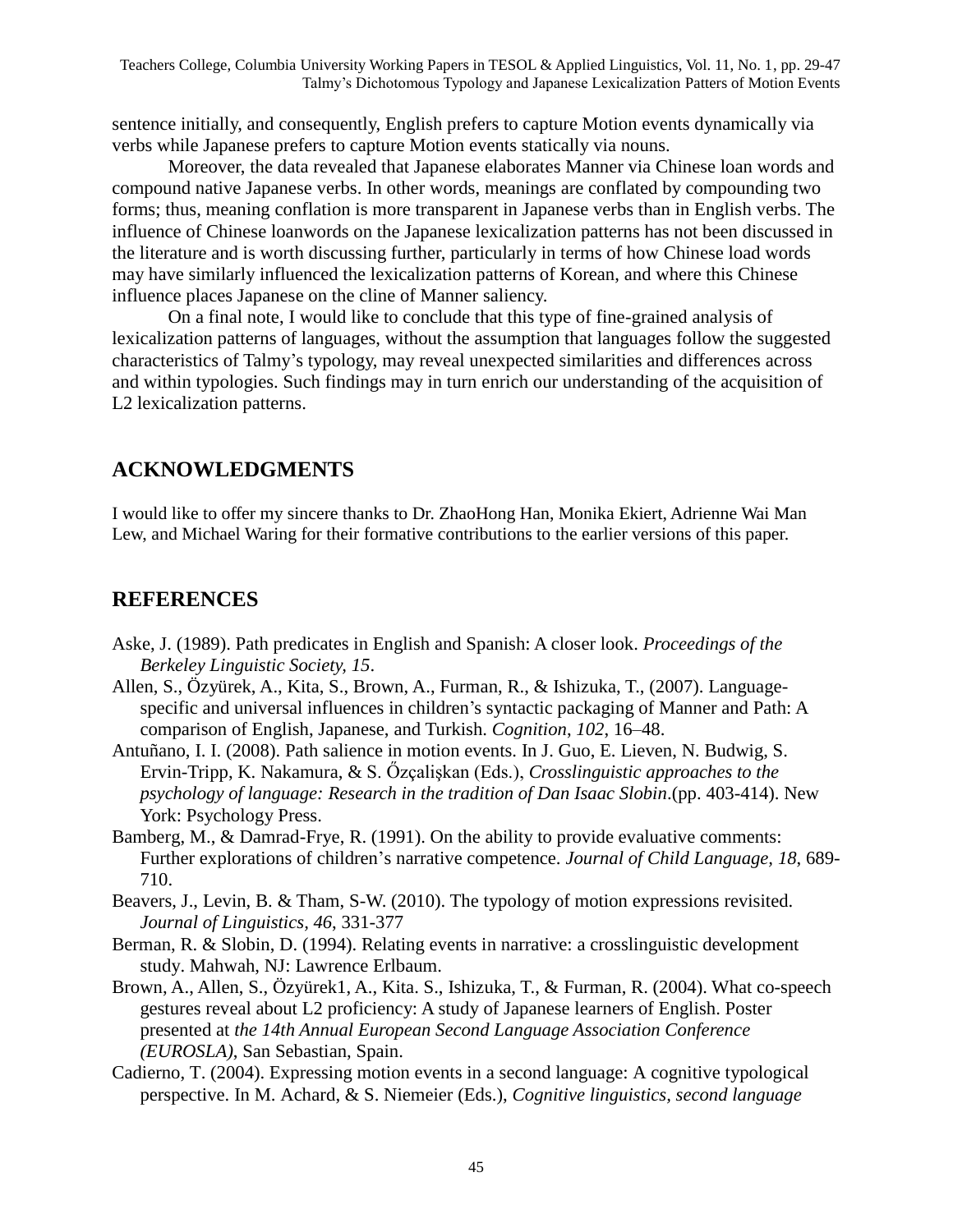sentence initially, and consequently, English prefers to capture Motion events dynamically via verbs while Japanese prefers to capture Motion events statically via nouns.

Moreover, the data revealed that Japanese elaborates Manner via Chinese loan words and compound native Japanese verbs. In other words, meanings are conflated by compounding two forms; thus, meaning conflation is more transparent in Japanese verbs than in English verbs. The influence of Chinese loanwords on the Japanese lexicalization patterns has not been discussed in the literature and is worth discussing further, particularly in terms of how Chinese load words may have similarly influenced the lexicalization patterns of Korean, and where this Chinese influence places Japanese on the cline of Manner saliency.

On a final note, I would like to conclude that this type of fine-grained analysis of lexicalization patterns of languages, without the assumption that languages follow the suggested characteristics of Talmy's typology, may reveal unexpected similarities and differences across and within typologies. Such findings may in turn enrich our understanding of the acquisition of L2 lexicalization patterns.

## ACKNOWLEDGMENTS

I would like to offer my sincere thanks to Dr. ZhaoHong Han, Monika Ekiert, Adrienne Wai Man Lew, and Michael Waring for their formative contributions to the earlier versions of this paper.

## REFERENCES

Aske, J. (1989). Path predicates in English and Spanish: A closer look. *Proceedings of the Berkeley Linguistic Society, 15*.

Allen, S., Özyürek, A., Kita, S., Brown, A., Furman, R., & Ishizuka, T., (2007). Language-specific and universal influences in children's syntactic packaging of Manner and Path: A comparison of English, Japanese, and Turkish. *Cognition, 102*, 16–48.

Antuñano, I. I. (2008). Path salience in motion events. In J. Guo, E. Lieven, N. Budwig, S. Ervin-Tripp, K. Nakamura, & S. Őzçalişkan (Eds.), *Crosslinguistic approaches to the psychology of language: Research in the tradition of Dan Isaac Slobin*.(pp. 403-414). New York: Psychology Press.

Bamberg, M., & Damrad-Frye, R. (1991). On the ability to provide evaluative comments: Further explorations of children's narrative competence. *Journal of Child Language, 18*, 689-710.

Beavers, J., Levin, B. & Tham, S-W. (2010). The typology of motion expressions revisited. *Journal of Linguistics, 46*, 331-377

Berman, R. & Slobin, D. (1994). Relating events in narrative: a crosslinguistic development study. Mahwah, NJ: Lawrence Erlbaum.

Brown, A., Allen, S., Özyürek1, A., Kita. S., Ishizuka, T., & Furman, R. (2004). What co-speech gestures reveal about L2 proficiency: A study of Japanese learners of English. Poster presented at *the 14th Annual European Second Language Association Conference (EUROSLA)*, San Sebastian, Spain.

Cadierno, T. (2004). Expressing motion events in a second language: A cognitive typological perspective. In M. Achard, & S. Niemeier (Eds.), *Cognitive linguistics, second language*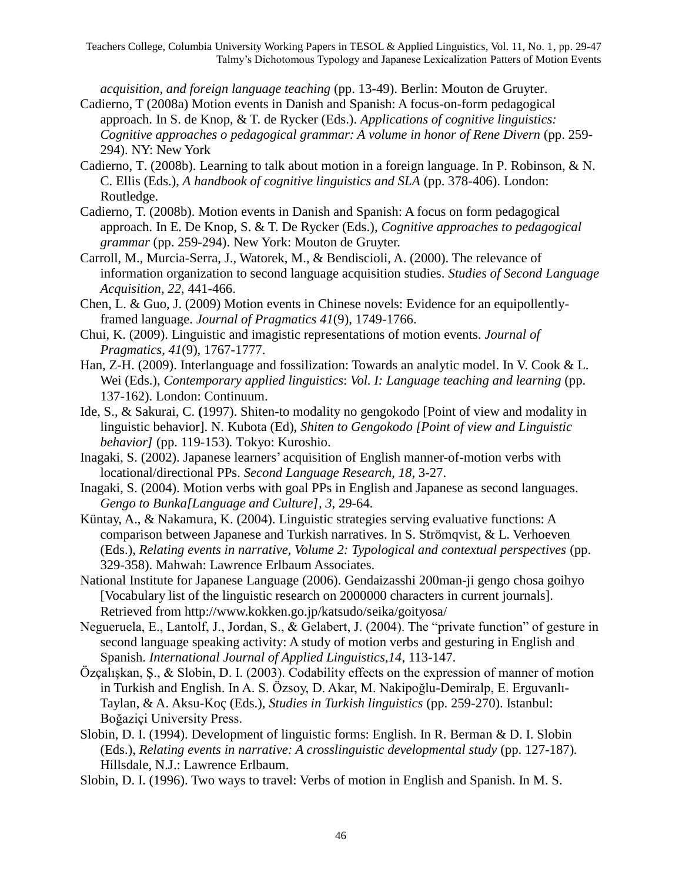*acquisition, and foreign language teaching* (pp. 13-49). Berlin: Mouton de Gruyter.

Cadierno, T (2008a) Motion events in Danish and Spanish: A focus-on-form pedagogical approach. In S. de Knop, & T. de Rycker (Eds.). *Applications of cognitive linguistics: Cognitive approaches o pedagogical grammar: A volume in honor of Rene Divern* (pp. 259-294). NY: New York

Cadierno, T. (2008b). Learning to talk about motion in a foreign language. In P. Robinson, & N. C. Ellis (Eds.), *A handbook of cognitive linguistics and SLA* (pp. 378-406). London: Routledge.

Cadierno, T. (2008b). Motion events in Danish and Spanish: A focus on form pedagogical approach. In E. De Knop, S. & T. De Rycker (Eds.), *Cognitive approaches to pedagogical grammar* (pp. 259-294). New York: Mouton de Gruyter.

Carroll, M., Murcia-Serra, J., Watorek, M., & Bendiscioli, A. (2000). The relevance of information organization to second language acquisition studies. *Studies of Second Language Acquisition, 22*, 441-466.

Chen, L. & Guo, J. (2009) Motion events in Chinese novels: Evidence for an equipollently-framed language. *Journal of Pragmatics 41*(9), 1749-1766.

Chui, K. (2009). Linguistic and imagistic representations of motion events. *Journal of Pragmatics, 41*(9), 1767-1777.

Han, Z-H. (2009). Interlanguage and fossilization: Towards an analytic model. In V. Cook & L. Wei (Eds.), *Contemporary applied linguistics*: *Vol. I: Language teaching and learning* (pp. 137-162). London: Continuum.

Ide, S., & Sakurai, C. **(**1997). Shiten-to modality no gengokodo [Point of view and modality in linguistic behavior]. N. Kubota (Ed), *Shiten to Gengokodo [Point of view and Linguistic behavior]* (pp. 119-153)*.* Tokyo: Kuroshio.

Inagaki, S. (2002). Japanese learners' acquisition of English manner-of-motion verbs with locational/directional PPs. *Second Language Research*, *18*, 3-27.

Inagaki, S. (2004). Motion verbs with goal PPs in English and Japanese as second languages. *Gengo to Bunka[Language and Culture], 3*, 29-64*.*

Küntay, A., & Nakamura, K. (2004). Linguistic strategies serving evaluative functions: A comparison between Japanese and Turkish narratives. In S. Strömqvist, & L. Verhoeven (Eds.), *Relating events in narrative, Volume 2: Typological and contextual perspectives* (pp. 329-358). Mahwah: Lawrence Erlbaum Associates.

National Institute for Japanese Language (2006). Gendaizasshi 200man-ji gengo chosa goihyo [Vocabulary list of the linguistic research on 2000000 characters in current journals]. Retrieved from http://www.kokken.go.jp/katsudo/seika/goityosa/

Negueruela, E., Lantolf, J., Jordan, S., & Gelabert, J. (2004). The "private function" of gesture in second language speaking activity: A study of motion verbs and gesturing in English and Spanish. *International Journal of Applied Linguistics,14*, 113-147.

Özçalışkan, Ş., & Slobin, D. I. (2003). Codability effects on the expression of manner of motion in Turkish and English. In A. S. Özsoy, D. Akar, M. Nakipoğlu-Demiralp, E. Erguvanlı-Taylan, & A. Aksu-Koç (Eds.), *Studies in Turkish linguistics* (pp. 259-270). Istanbul: Boğaziçi University Press.

Slobin, D. I. (1994). Development of linguistic forms: English. In R. Berman & D. I. Slobin (Eds.), *Relating events in narrative: A crosslinguistic developmental study* (pp. 127-187)*.* Hillsdale, N.J.: Lawrence Erlbaum.

Slobin, D. I. (1996). Two ways to travel: Verbs of motion in English and Spanish. In M. S.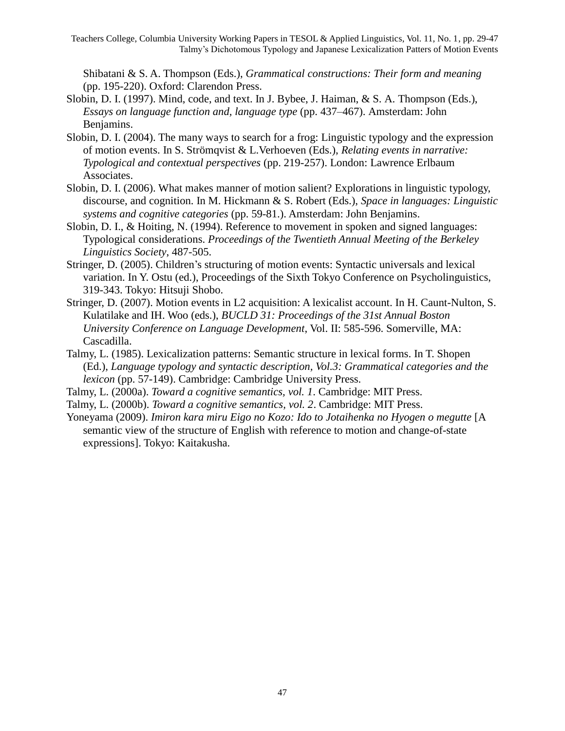Shibatani & S. A. Thompson (Eds.), *Grammatical constructions: Their form and meaning* (pp. 195-220). Oxford: Clarendon Press.

Slobin, D. I. (1997). Mind, code, and text. In J. Bybee, J. Haiman, & S. A. Thompson (Eds.), *Essays on language function and, language type* (pp. 437–467). Amsterdam: John Benjamins.

Slobin, D. I. (2004). The many ways to search for a frog: Linguistic typology and the expression of motion events. In S. Strömqvist & L.Verhoeven (Eds.), *Relating events in narrative: Typological and contextual perspectives* (pp. 219-257). London: Lawrence Erlbaum Associates.

Slobin, D. I. (2006). What makes manner of motion salient? Explorations in linguistic typology, discourse, and cognition. In M. Hickmann & S. Robert (Eds.), *Space in languages: Linguistic systems and cognitive categories* (pp. 59-81.). Amsterdam: John Benjamins.

Slobin, D. I., & Hoiting, N. (1994). Reference to movement in spoken and signed languages: Typological considerations. *Proceedings of the Twentieth Annual Meeting of the Berkeley Linguistics Society*, 487-505.

Stringer, D. (2005). Children's structuring of motion events: Syntactic universals and lexical variation. In Y. Ostu (ed.), Proceedings of the Sixth Tokyo Conference on Psycholinguistics, 319-343. Tokyo: Hitsuji Shobo.

Stringer, D. (2007). Motion events in L2 acquisition: A lexicalist account. In H. Caunt-Nulton, S. Kulatilake and IH. Woo (eds.), *BUCLD 31: Proceedings of the 31st Annual Boston University Conference on Language Development*, Vol. II: 585-596. Somerville, MA: Cascadilla.

Talmy, L. (1985). Lexicalization patterns: Semantic structure in lexical forms. In T. Shopen (Ed.), *Language typology and syntactic description, Vol.3: Grammatical categories and the lexicon* (pp. 57-149). Cambridge: Cambridge University Press.

Talmy, L. (2000a). *Toward a cognitive semantics, vol. 1*. Cambridge: MIT Press.

Talmy, L. (2000b). *Toward a cognitive semantics, vol. 2*. Cambridge: MIT Press.

Yoneyama (2009). *Imiron kara miru Eigo no Kozo: Ido to Jotaihenka no Hyogen o megutte* [A semantic view of the structure of English with reference to motion and change-of-state expressions]. Tokyo: Kaitakusha.